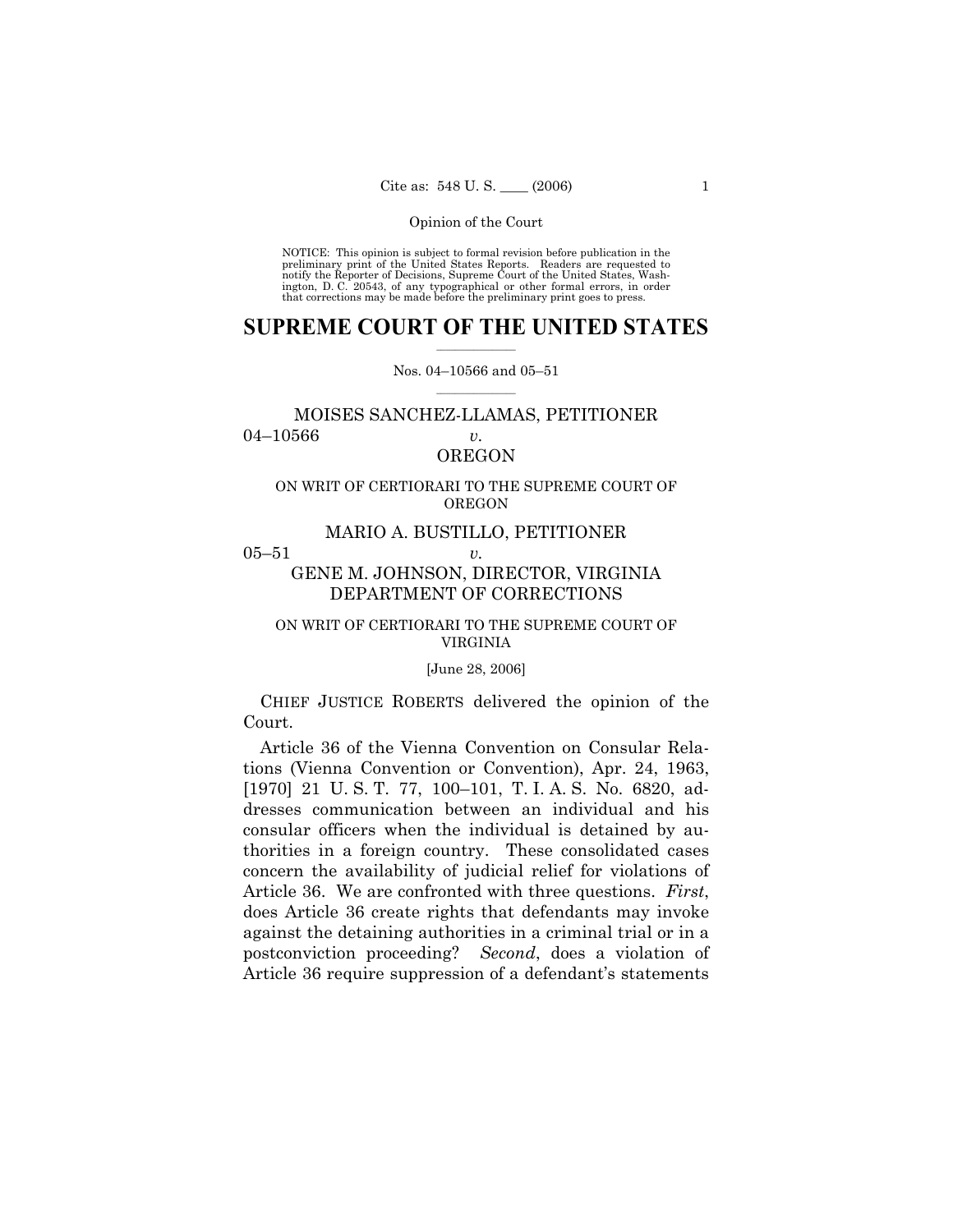Opinion of the Court

NOTICE: This opinion is subject to formal revision before publication in the preliminary print of the United States Reports. Readers are requested to notify the Reporter of Decisions, Supreme Court of the United States, Washington, D. C. 20543, of any typographical or other formal errors, in order that corrections may be made before the preliminary print goes to press.

# SUPREME COURT OF THE UNITED STATES

Nos. 04–10566 and 05–51

MOISES SANCHEZ-LLAMAS, PETITIONER
04–10566 *v.*
OREGON

ON WRIT OF CERTIORARI TO THE SUPREME COURT OF OREGON

MARIO A. BUSTILLO, PETITIONER
05–51 *v.*
GENE M. JOHNSON, DIRECTOR, VIRGINIA DEPARTMENT OF CORRECTIONS

ON WRIT OF CERTIORARI TO THE SUPREME COURT OF VIRGINIA

[June 28, 2006]

CHIEF JUSTICE ROBERTS delivered the opinion of the Court.

Article 36 of the Vienna Convention on Consular Relations (Vienna Convention or Convention), Apr. 24, 1963, [1970] 21 U. S. T. 77, 100–101, T. I. A. S. No. 6820, addresses communication between an individual and his consular officers when the individual is detained by authorities in a foreign country. These consolidated cases concern the availability of judicial relief for violations of Article 36. We are confronted with three questions. *First*, does Article 36 create rights that defendants may invoke against the detaining authorities in a criminal trial or in a postconviction proceeding? *Second*, does a violation of Article 36 require suppression of a defendant's statements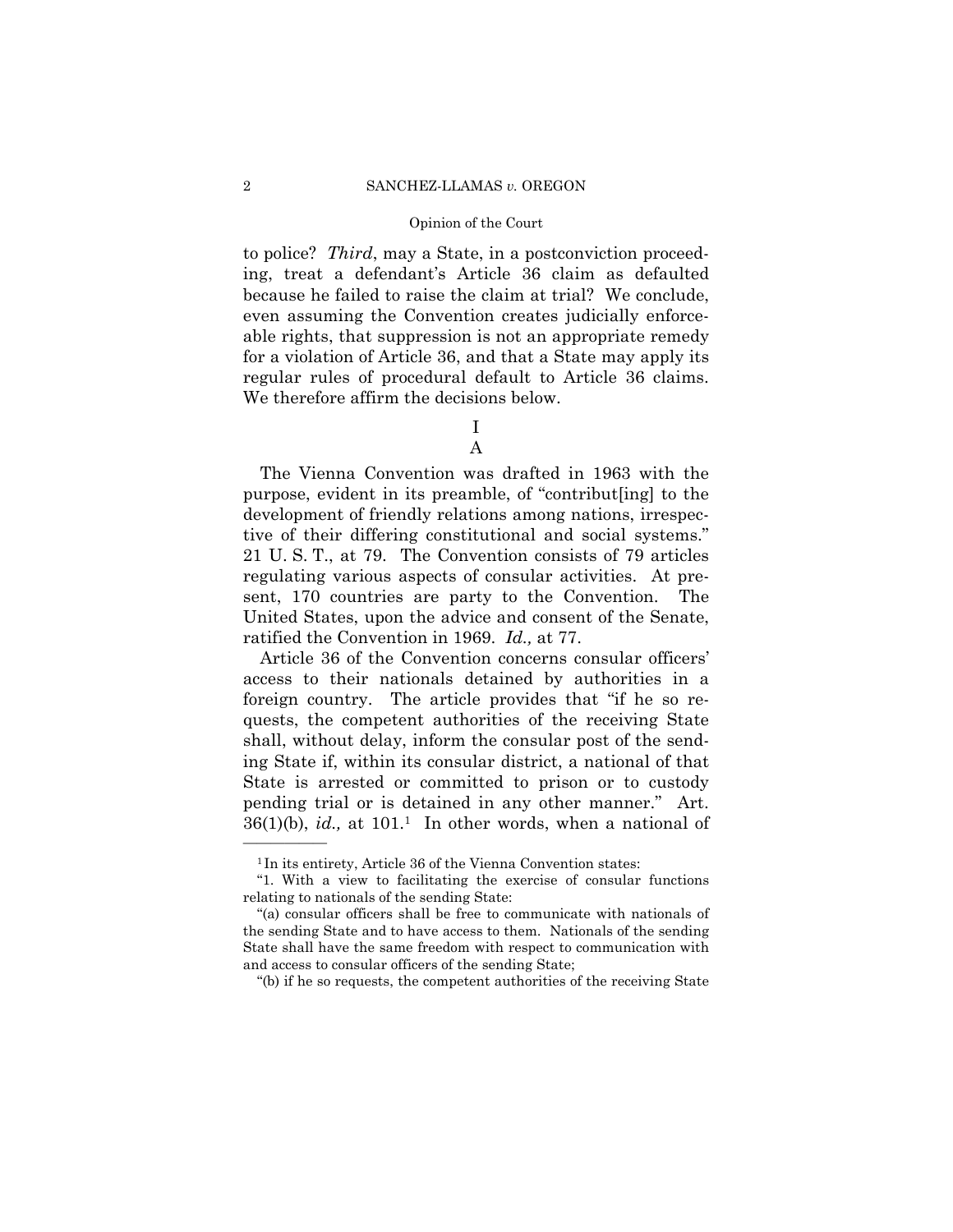to police? *Third*, may a State, in a postconviction proceeding, treat a defendant's Article 36 claim as defaulted because he failed to raise the claim at trial? We conclude, even assuming the Convention creates judicially enforceable rights, that suppression is not an appropriate remedy for a violation of Article 36, and that a State may apply its regular rules of procedural default to Article 36 claims. We therefore affirm the decisions below.

# I

## A

The Vienna Convention was drafted in 1963 with the purpose, evident in its preamble, of "contribut[ing] to the development of friendly relations among nations, irrespective of their differing constitutional and social systems." 21 U. S. T., at 79. The Convention consists of 79 articles regulating various aspects of consular activities. At present, 170 countries are party to the Convention. The United States, upon the advice and consent of the Senate, ratified the Convention in 1969. *Id.,* at 77.

Article 36 of the Convention concerns consular officers' access to their nationals detained by authorities in a foreign country. The article provides that "if he so requests, the competent authorities of the receiving State shall, without delay, inform the consular post of the sending State if, within its consular district, a national of that State is arrested or committed to prison or to custody pending trial or is detained in any other manner." Art. 36(1)(b), *id.,* at 101.[1] In other words, when a national of

---

[1] In its entirety, Article 36 of the Vienna Convention states:

"1. With a view to facilitating the exercise of consular functions relating to nationals of the sending State:

"(a) consular officers shall be free to communicate with nationals of the sending State and to have access to them. Nationals of the sending State shall have the same freedom with respect to communication with and access to consular officers of the sending State;

"(b) if he so requests, the competent authorities of the receiving State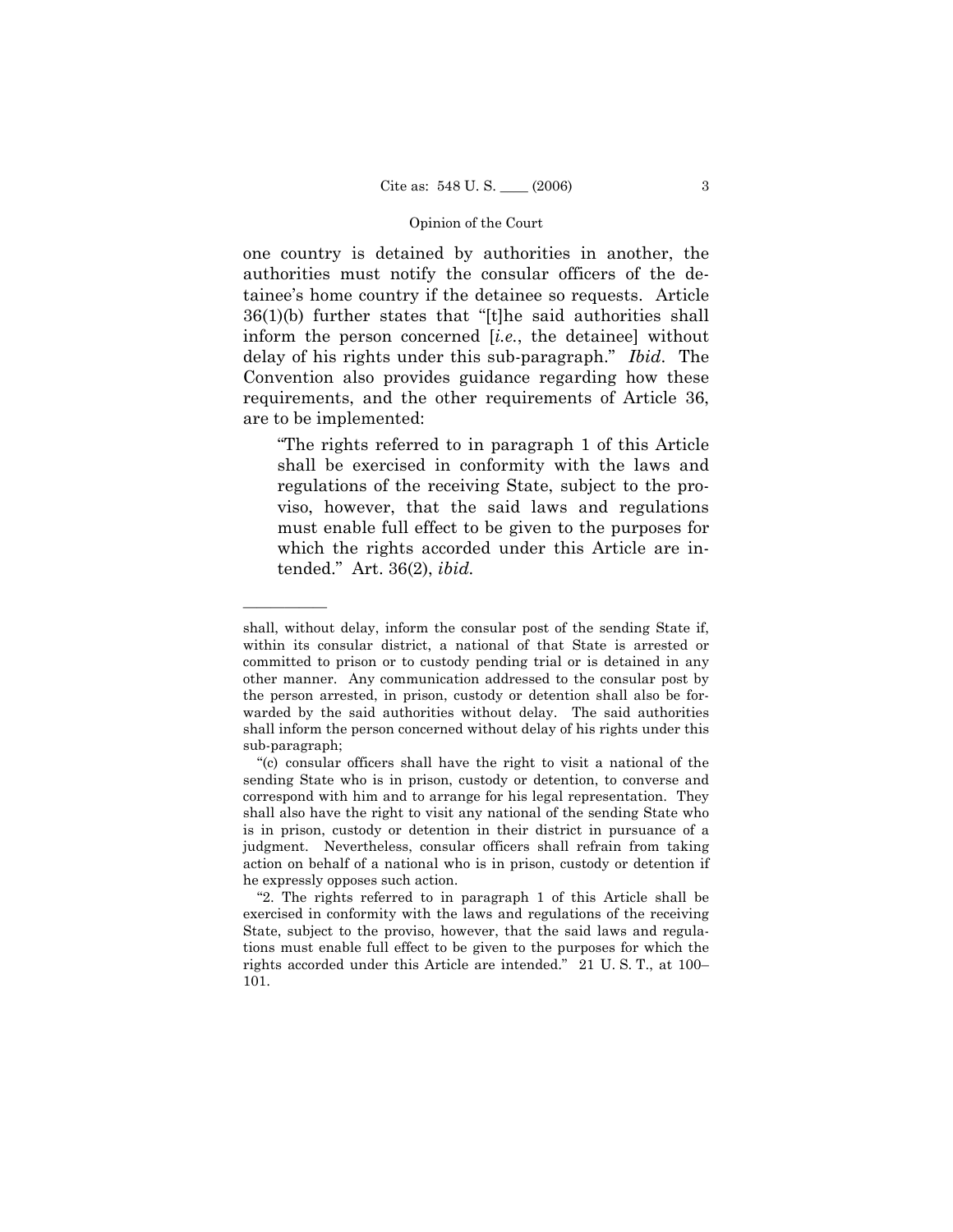one country is detained by authorities in another, the authorities must notify the consular officers of the detainee's home country if the detainee so requests. Article 36(1)(b) further states that "[t]he said authorities shall inform the person concerned [*i.e.*, the detainee] without delay of his rights under this sub-paragraph." *Ibid*. The Convention also provides guidance regarding how these requirements, and the other requirements of Article 36, are to be implemented:

> "The rights referred to in paragraph 1 of this Article shall be exercised in conformity with the laws and regulations of the receiving State, subject to the proviso, however, that the said laws and regulations must enable full effect to be given to the purposes for which the rights accorded under this Article are intended." Art. 36(2), *ibid.*

---

shall, without delay, inform the consular post of the sending State if, within its consular district, a national of that State is arrested or committed to prison or to custody pending trial or is detained in any other manner. Any communication addressed to the consular post by the person arrested, in prison, custody or detention shall also be forwarded by the said authorities without delay. The said authorities shall inform the person concerned without delay of his rights under this sub-paragraph;

"(c) consular officers shall have the right to visit a national of the sending State who is in prison, custody or detention, to converse and correspond with him and to arrange for his legal representation. They shall also have the right to visit any national of the sending State who is in prison, custody or detention in their district in pursuance of a judgment. Nevertheless, consular officers shall refrain from taking action on behalf of a national who is in prison, custody or detention if he expressly opposes such action.

"2. The rights referred to in paragraph 1 of this Article shall be exercised in conformity with the laws and regulations of the receiving State, subject to the proviso, however, that the said laws and regulations must enable full effect to be given to the purposes for which the rights accorded under this Article are intended." 21 U. S. T., at 100–101.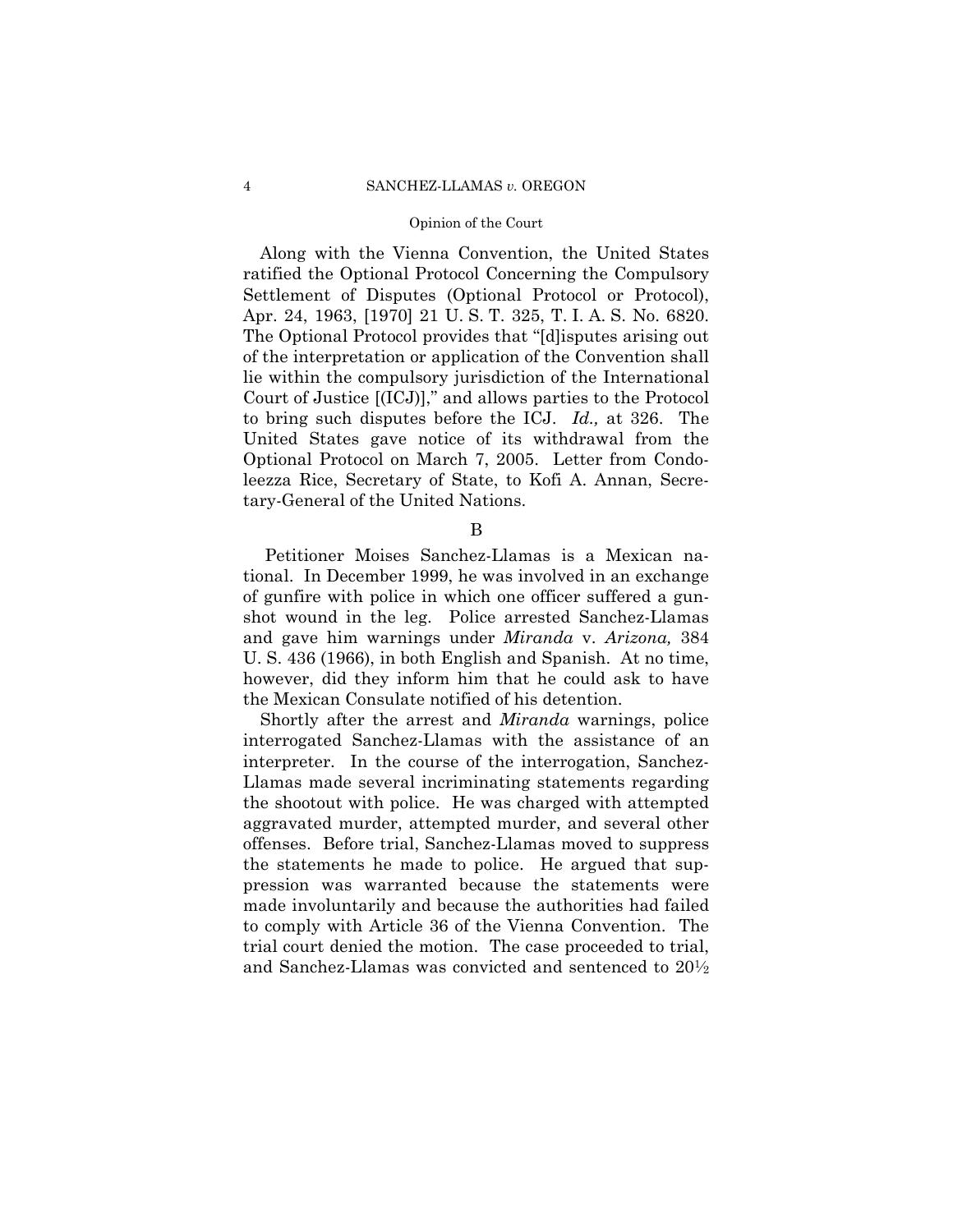Along with the Vienna Convention, the United States ratified the Optional Protocol Concerning the Compulsory Settlement of Disputes (Optional Protocol or Protocol), Apr. 24, 1963, [1970] 21 U. S. T. 325, T. I. A. S. No. 6820. The Optional Protocol provides that "[d]isputes arising out of the interpretation or application of the Convention shall lie within the compulsory jurisdiction of the International Court of Justice [(ICJ)]," and allows parties to the Protocol to bring such disputes before the ICJ. *Id.,* at 326. The United States gave notice of its withdrawal from the Optional Protocol on March 7, 2005. Letter from Condoleezza Rice, Secretary of State, to Kofi A. Annan, Secretary-General of the United Nations.

B

Petitioner Moises Sanchez-Llamas is a Mexican national. In December 1999, he was involved in an exchange of gunfire with police in which one officer suffered a gunshot wound in the leg. Police arrested Sanchez-Llamas and gave him warnings under *Miranda* v. *Arizona,* 384 U. S. 436 (1966), in both English and Spanish. At no time, however, did they inform him that he could ask to have the Mexican Consulate notified of his detention.

Shortly after the arrest and *Miranda* warnings, police interrogated Sanchez-Llamas with the assistance of an interpreter. In the course of the interrogation, Sanchez-Llamas made several incriminating statements regarding the shootout with police. He was charged with attempted aggravated murder, attempted murder, and several other offenses. Before trial, Sanchez-Llamas moved to suppress the statements he made to police. He argued that suppression was warranted because the statements were made involuntarily and because the authorities had failed to comply with Article 36 of the Vienna Convention. The trial court denied the motion. The case proceeded to trial, and Sanchez-Llamas was convicted and sentenced to 20½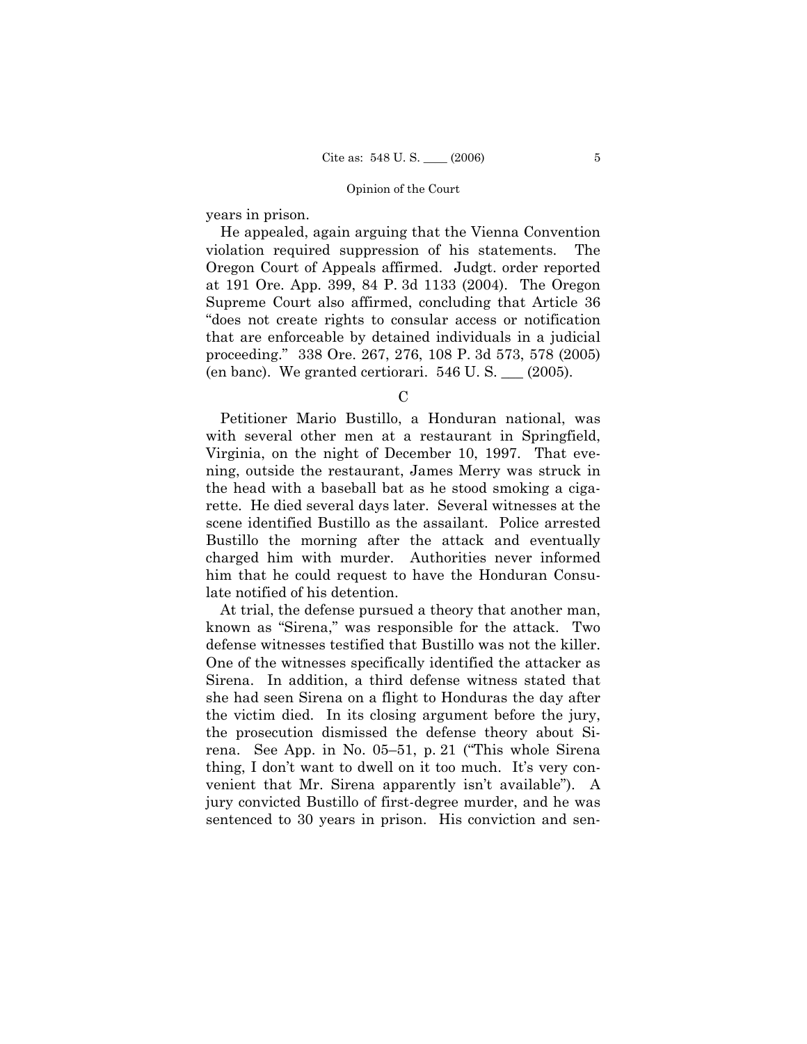years in prison.

He appealed, again arguing that the Vienna Convention violation required suppression of his statements. The Oregon Court of Appeals affirmed. Judgt. order reported at 191 Ore. App. 399, 84 P. 3d 1133 (2004). The Oregon Supreme Court also affirmed, concluding that Article 36 "does not create rights to consular access or notification that are enforceable by detained individuals in a judicial proceeding." 338 Ore. 267, 276, 108 P. 3d 573, 578 (2005) (en banc). We granted certiorari. 546 U. S. ___ (2005).

C

Petitioner Mario Bustillo, a Honduran national, was with several other men at a restaurant in Springfield, Virginia, on the night of December 10, 1997. That evening, outside the restaurant, James Merry was struck in the head with a baseball bat as he stood smoking a cigarette. He died several days later. Several witnesses at the scene identified Bustillo as the assailant. Police arrested Bustillo the morning after the attack and eventually charged him with murder. Authorities never informed him that he could request to have the Honduran Consulate notified of his detention.

At trial, the defense pursued a theory that another man, known as "Sirena," was responsible for the attack. Two defense witnesses testified that Bustillo was not the killer. One of the witnesses specifically identified the attacker as Sirena. In addition, a third defense witness stated that she had seen Sirena on a flight to Honduras the day after the victim died. In its closing argument before the jury, the prosecution dismissed the defense theory about Sirena. See App. in No. 05–51, p. 21 ("This whole Sirena thing, I don't want to dwell on it too much. It's very convenient that Mr. Sirena apparently isn't available"). A jury convicted Bustillo of first-degree murder, and he was sentenced to 30 years in prison. His conviction and sen-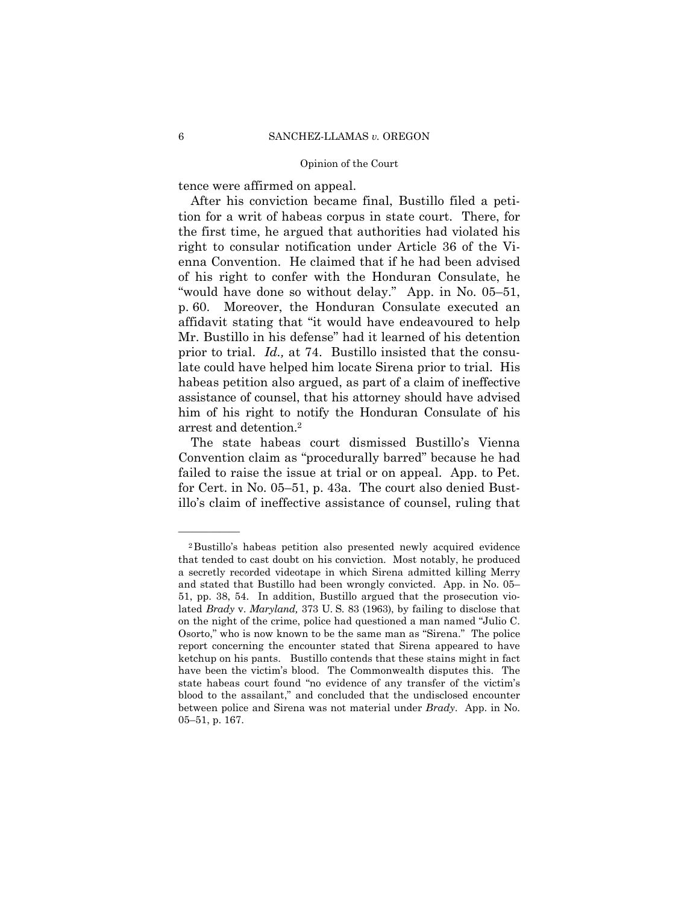tence were affirmed on appeal.

After his conviction became final, Bustillo filed a petition for a writ of habeas corpus in state court. There, for the first time, he argued that authorities had violated his right to consular notification under Article 36 of the Vienna Convention. He claimed that if he had been advised of his right to confer with the Honduran Consulate, he "would have done so without delay." App. in No. 05–51, p. 60. Moreover, the Honduran Consulate executed an affidavit stating that "it would have endeavoured to help Mr. Bustillo in his defense" had it learned of his detention prior to trial. *Id.,* at 74. Bustillo insisted that the consulate could have helped him locate Sirena prior to trial. His habeas petition also argued, as part of a claim of ineffective assistance of counsel, that his attorney should have advised him of his right to notify the Honduran Consulate of his arrest and detention.[2]

The state habeas court dismissed Bustillo's Vienna Convention claim as "procedurally barred" because he had failed to raise the issue at trial or on appeal. App. to Pet. for Cert. in No. 05–51, p. 43a. The court also denied Bustillo's claim of ineffective assistance of counsel, ruling that

---

[2] Bustillo's habeas petition also presented newly acquired evidence that tended to cast doubt on his conviction. Most notably, he produced a secretly recorded videotape in which Sirena admitted killing Merry and stated that Bustillo had been wrongly convicted. App. in No. 05–51, pp. 38, 54. In addition, Bustillo argued that the prosecution violated *Brady* v. *Maryland,* 373 U. S. 83 (1963), by failing to disclose that on the night of the crime, police had questioned a man named "Julio C. Osorto," who is now known to be the same man as "Sirena." The police report concerning the encounter stated that Sirena appeared to have ketchup on his pants. Bustillo contends that these stains might in fact have been the victim's blood. The Commonwealth disputes this. The state habeas court found "no evidence of any transfer of the victim's blood to the assailant," and concluded that the undisclosed encounter between police and Sirena was not material under *Brady*. App. in No. 05–51, p. 167.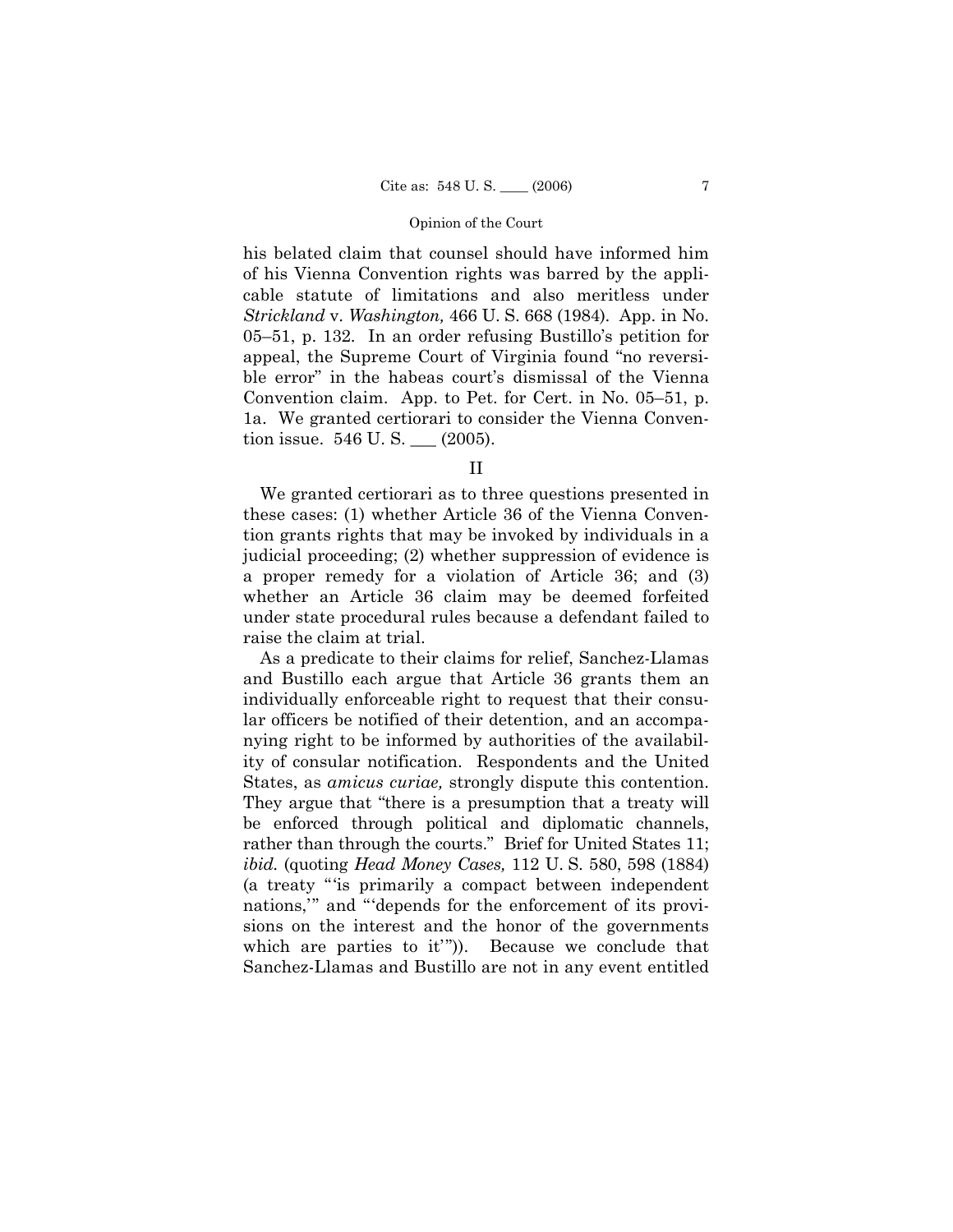his belated claim that counsel should have informed him of his Vienna Convention rights was barred by the applicable statute of limitations and also meritless under *Strickland* v. *Washington,* 466 U. S. 668 (1984). App. in No. 05–51, p. 132. In an order refusing Bustillo's petition for appeal, the Supreme Court of Virginia found "no reversible error" in the habeas court's dismissal of the Vienna Convention claim. App. to Pet. for Cert. in No. 05–51, p. 1a. We granted certiorari to consider the Vienna Convention issue. 546 U. S. ___ (2005).

## II

We granted certiorari as to three questions presented in these cases: (1) whether Article 36 of the Vienna Convention grants rights that may be invoked by individuals in a judicial proceeding; (2) whether suppression of evidence is a proper remedy for a violation of Article 36; and (3) whether an Article 36 claim may be deemed forfeited under state procedural rules because a defendant failed to raise the claim at trial.

As a predicate to their claims for relief, Sanchez-Llamas and Bustillo each argue that Article 36 grants them an individually enforceable right to request that their consular officers be notified of their detention, and an accompanying right to be informed by authorities of the availability of consular notification. Respondents and the United States, as *amicus curiae,* strongly dispute this contention. They argue that "there is a presumption that a treaty will be enforced through political and diplomatic channels, rather than through the courts." Brief for United States 11; *ibid.* (quoting *Head Money Cases,* 112 U. S. 580, 598 (1884) (a treaty "'is primarily a compact between independent nations,'" and "'depends for the enforcement of its provisions on the interest and the honor of the governments which are parties to it'")). Because we conclude that Sanchez-Llamas and Bustillo are not in any event entitled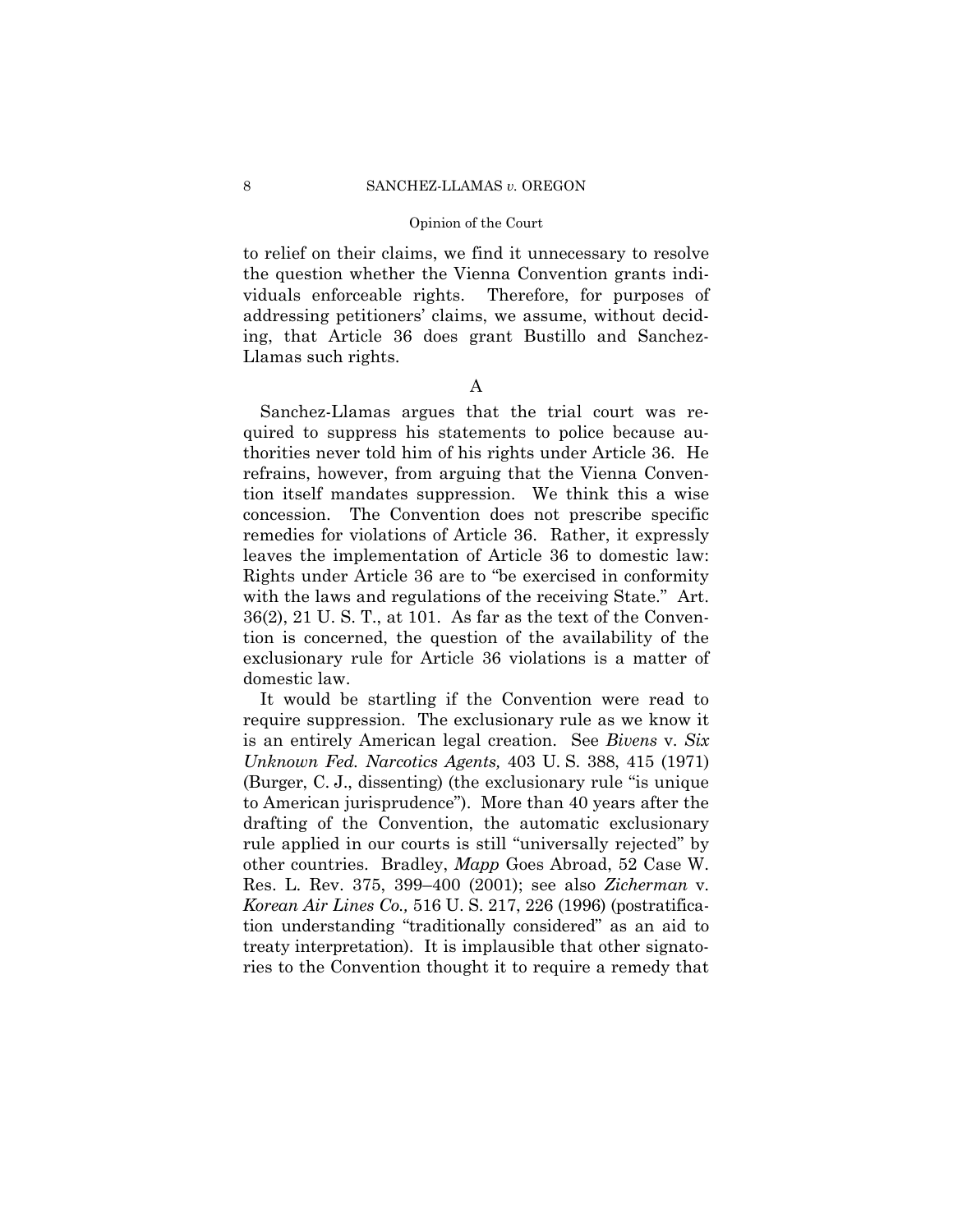to relief on their claims, we find it unnecessary to resolve the question whether the Vienna Convention grants individuals enforceable rights. Therefore, for purposes of addressing petitioners' claims, we assume, without deciding, that Article 36 does grant Bustillo and Sanchez-Llamas such rights.

A

Sanchez-Llamas argues that the trial court was required to suppress his statements to police because authorities never told him of his rights under Article 36. He refrains, however, from arguing that the Vienna Convention itself mandates suppression. We think this a wise concession. The Convention does not prescribe specific remedies for violations of Article 36. Rather, it expressly leaves the implementation of Article 36 to domestic law: Rights under Article 36 are to "be exercised in conformity with the laws and regulations of the receiving State." Art. 36(2), 21 U. S. T., at 101. As far as the text of the Convention is concerned, the question of the availability of the exclusionary rule for Article 36 violations is a matter of domestic law.

It would be startling if the Convention were read to require suppression. The exclusionary rule as we know it is an entirely American legal creation. See *Bivens* v. *Six Unknown Fed. Narcotics Agents,* 403 U. S. 388, 415 (1971) (Burger, C. J., dissenting) (the exclusionary rule "is unique to American jurisprudence"). More than 40 years after the drafting of the Convention, the automatic exclusionary rule applied in our courts is still "universally rejected" by other countries. Bradley, *Mapp* Goes Abroad, 52 Case W. Res. L. Rev. 375, 399–400 (2001); see also *Zicherman* v. *Korean Air Lines Co.,* 516 U. S. 217, 226 (1996) (postratification understanding "traditionally considered" as an aid to treaty interpretation). It is implausible that other signatories to the Convention thought it to require a remedy that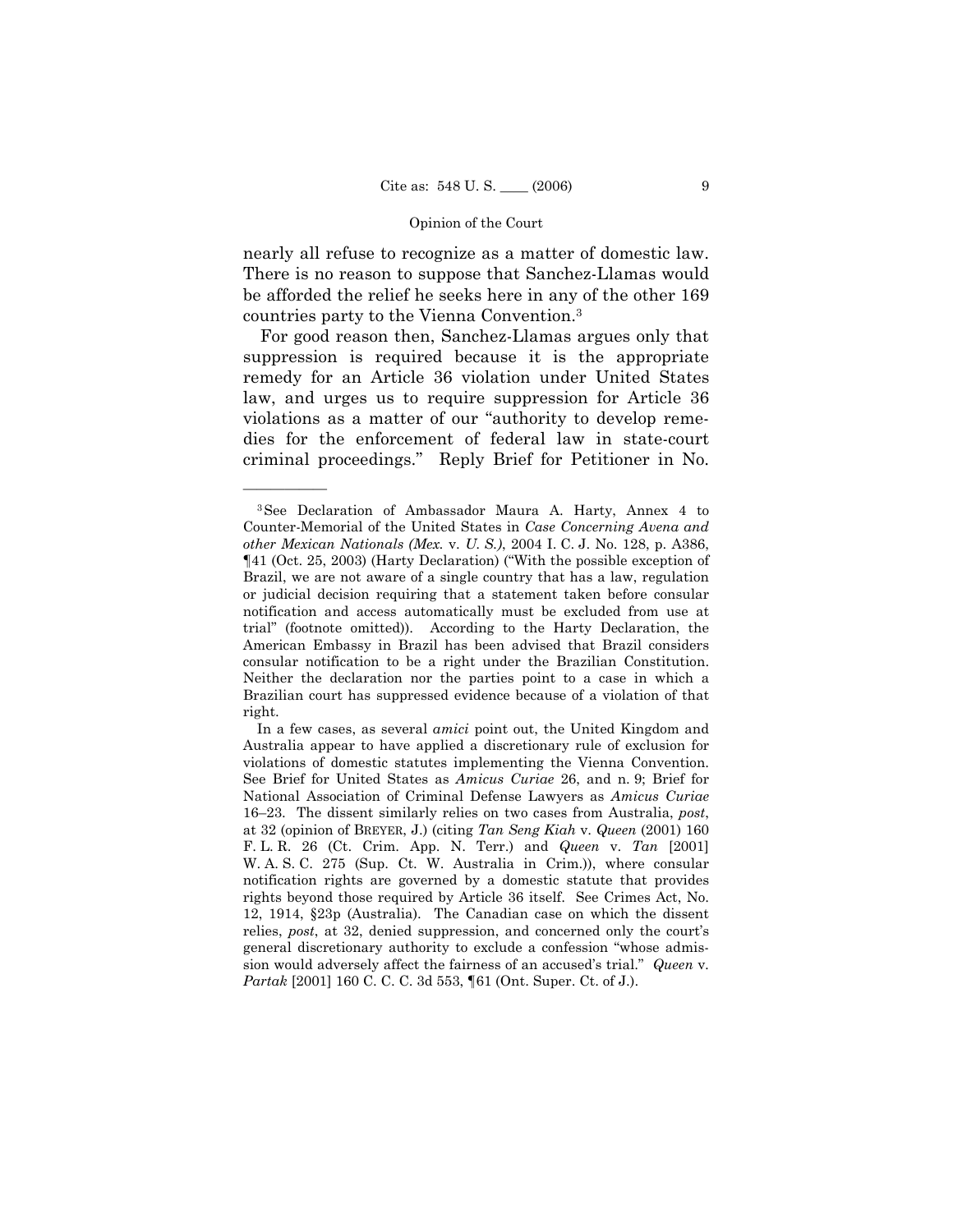nearly all refuse to recognize as a matter of domestic law. There is no reason to suppose that Sanchez-Llamas would be afforded the relief he seeks here in any of the other 169 countries party to the Vienna Convention.[3]

For good reason then, Sanchez-Llamas argues only that suppression is required because it is the appropriate remedy for an Article 36 violation under United States law, and urges us to require suppression for Article 36 violations as a matter of our "authority to develop remedies for the enforcement of federal law in state-court criminal proceedings." Reply Brief for Petitioner in No.

---

[3] See Declaration of Ambassador Maura A. Harty, Annex 4 to Counter-Memorial of the United States in *Case Concerning Avena and other Mexican Nationals (Mex.* v. *U. S.)*, 2004 I. C. J. No. 128, p. A386, ¶41 (Oct. 25, 2003) (Harty Declaration) ("With the possible exception of Brazil, we are not aware of a single country that has a law, regulation or judicial decision requiring that a statement taken before consular notification and access automatically must be excluded from use at trial" (footnote omitted)). According to the Harty Declaration, the American Embassy in Brazil has been advised that Brazil considers consular notification to be a right under the Brazilian Constitution. Neither the declaration nor the parties point to a case in which a Brazilian court has suppressed evidence because of a violation of that right.

In a few cases, as several *amici* point out, the United Kingdom and Australia appear to have applied a discretionary rule of exclusion for violations of domestic statutes implementing the Vienna Convention. See Brief for United States as *Amicus Curiae* 26, and n. 9; Brief for National Association of Criminal Defense Lawyers as *Amicus Curiae* 16–23. The dissent similarly relies on two cases from Australia, *post*, at 32 (opinion of BREYER, J.) (citing *Tan Seng Kiah* v. *Queen* (2001) 160 F. L. R. 26 (Ct. Crim. App. N. Terr.) and *Queen* v. *Tan* [2001] W. A. S. C. 275 (Sup. Ct. W. Australia in Crim.)), where consular notification rights are governed by a domestic statute that provides rights beyond those required by Article 36 itself. See Crimes Act, No. 12, 1914, §23p (Australia). The Canadian case on which the dissent relies, *post*, at 32, denied suppression, and concerned only the court's general discretionary authority to exclude a confession "whose admission would adversely affect the fairness of an accused's trial." *Queen* v. *Partak* [2001] 160 C. C. C. 3d 553, ¶61 (Ont. Super. Ct. of J.).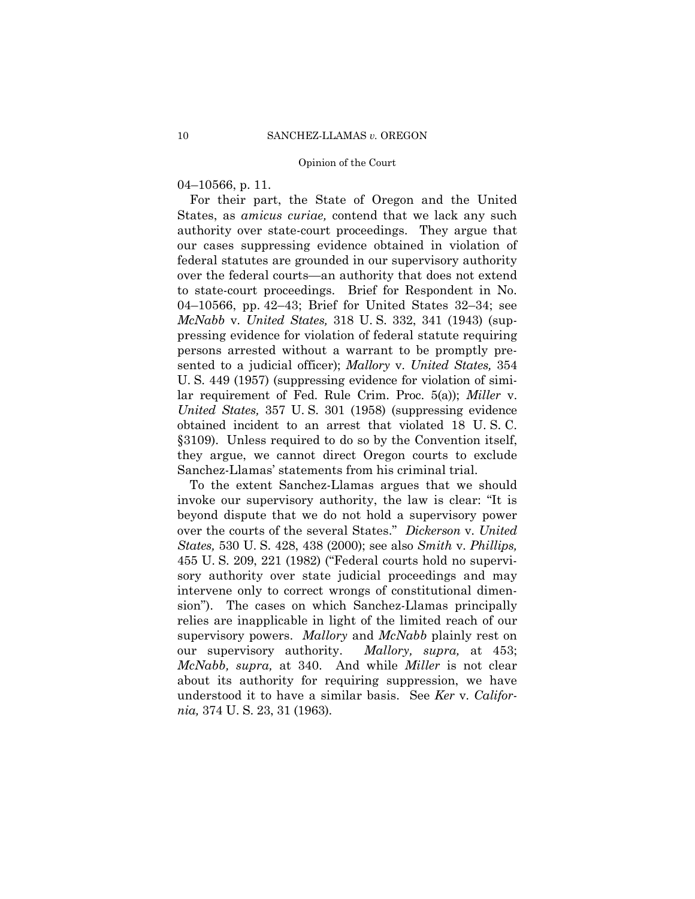04–10566, p. 11.

For their part, the State of Oregon and the United States, as *amicus curiae,* contend that we lack any such authority over state-court proceedings. They argue that our cases suppressing evidence obtained in violation of federal statutes are grounded in our supervisory authority over the federal courts—an authority that does not extend to state-court proceedings. Brief for Respondent in No. 04–10566, pp. 42–43; Brief for United States 32–34; see *McNabb* v. *United States,* 318 U. S. 332, 341 (1943) (suppressing evidence for violation of federal statute requiring persons arrested without a warrant to be promptly presented to a judicial officer); *Mallory* v. *United States,* 354 U. S. 449 (1957) (suppressing evidence for violation of similar requirement of Fed. Rule Crim. Proc. 5(a)); *Miller* v. *United States,* 357 U. S. 301 (1958) (suppressing evidence obtained incident to an arrest that violated 18 U. S. C. §3109). Unless required to do so by the Convention itself, they argue, we cannot direct Oregon courts to exclude Sanchez-Llamas' statements from his criminal trial.

To the extent Sanchez-Llamas argues that we should invoke our supervisory authority, the law is clear: "It is beyond dispute that we do not hold a supervisory power over the courts of the several States." *Dickerson* v. *United States,* 530 U. S. 428, 438 (2000); see also *Smith* v. *Phillips,* 455 U. S. 209, 221 (1982) ("Federal courts hold no supervisory authority over state judicial proceedings and may intervene only to correct wrongs of constitutional dimension"). The cases on which Sanchez-Llamas principally relies are inapplicable in light of the limited reach of our supervisory powers. *Mallory* and *McNabb* plainly rest on our supervisory authority. *Mallory, supra,* at 453; *McNabb, supra,* at 340. And while *Miller* is not clear about its authority for requiring suppression, we have understood it to have a similar basis. See *Ker* v. *California,* 374 U. S. 23, 31 (1963).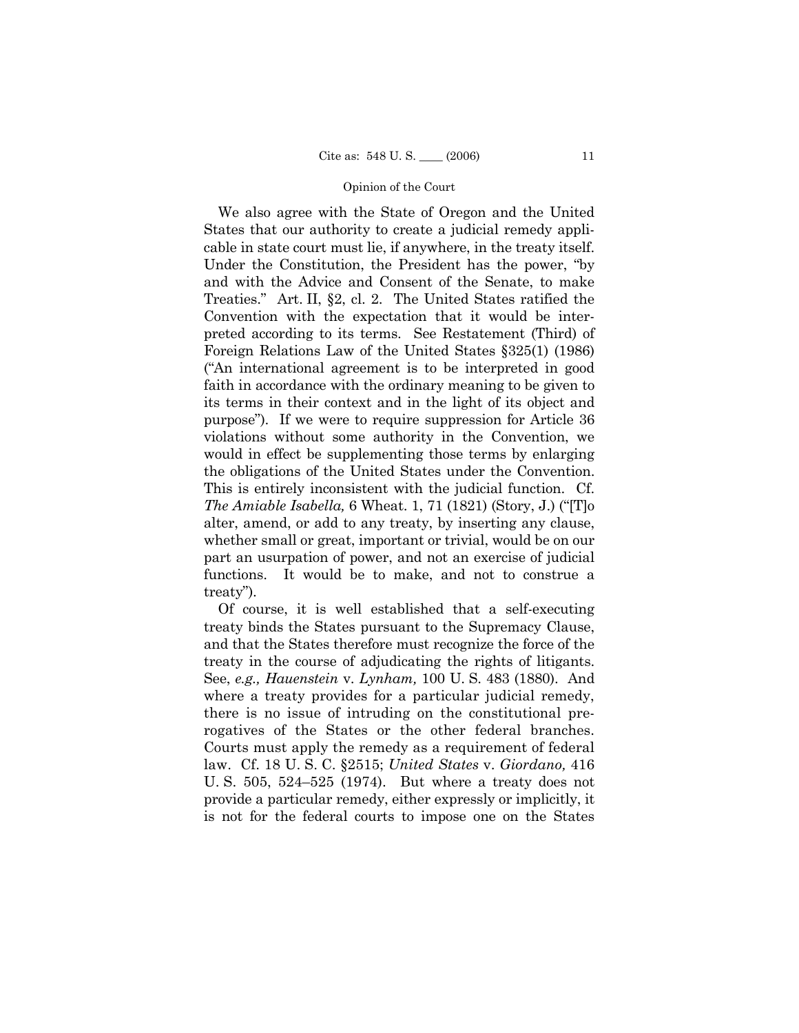We also agree with the State of Oregon and the United States that our authority to create a judicial remedy applicable in state court must lie, if anywhere, in the treaty itself. Under the Constitution, the President has the power, "by and with the Advice and Consent of the Senate, to make Treaties." Art. II, §2, cl. 2. The United States ratified the Convention with the expectation that it would be interpreted according to its terms. See Restatement (Third) of Foreign Relations Law of the United States §325(1) (1986) ("An international agreement is to be interpreted in good faith in accordance with the ordinary meaning to be given to its terms in their context and in the light of its object and purpose"). If we were to require suppression for Article 36 violations without some authority in the Convention, we would in effect be supplementing those terms by enlarging the obligations of the United States under the Convention. This is entirely inconsistent with the judicial function. Cf. *The Amiable Isabella,* 6 Wheat. 1, 71 (1821) (Story, J.) ("[T]o alter, amend, or add to any treaty, by inserting any clause, whether small or great, important or trivial, would be on our part an usurpation of power, and not an exercise of judicial functions. It would be to make, and not to construe a treaty").

Of course, it is well established that a self-executing treaty binds the States pursuant to the Supremacy Clause, and that the States therefore must recognize the force of the treaty in the course of adjudicating the rights of litigants. See, *e.g., Hauenstein* v. *Lynham,* 100 U. S. 483 (1880). And where a treaty provides for a particular judicial remedy, there is no issue of intruding on the constitutional prerogatives of the States or the other federal branches. Courts must apply the remedy as a requirement of federal law. Cf. 18 U. S. C. §2515; *United States* v. *Giordano,* 416 U. S. 505, 524–525 (1974). But where a treaty does not provide a particular remedy, either expressly or implicitly, it is not for the federal courts to impose one on the States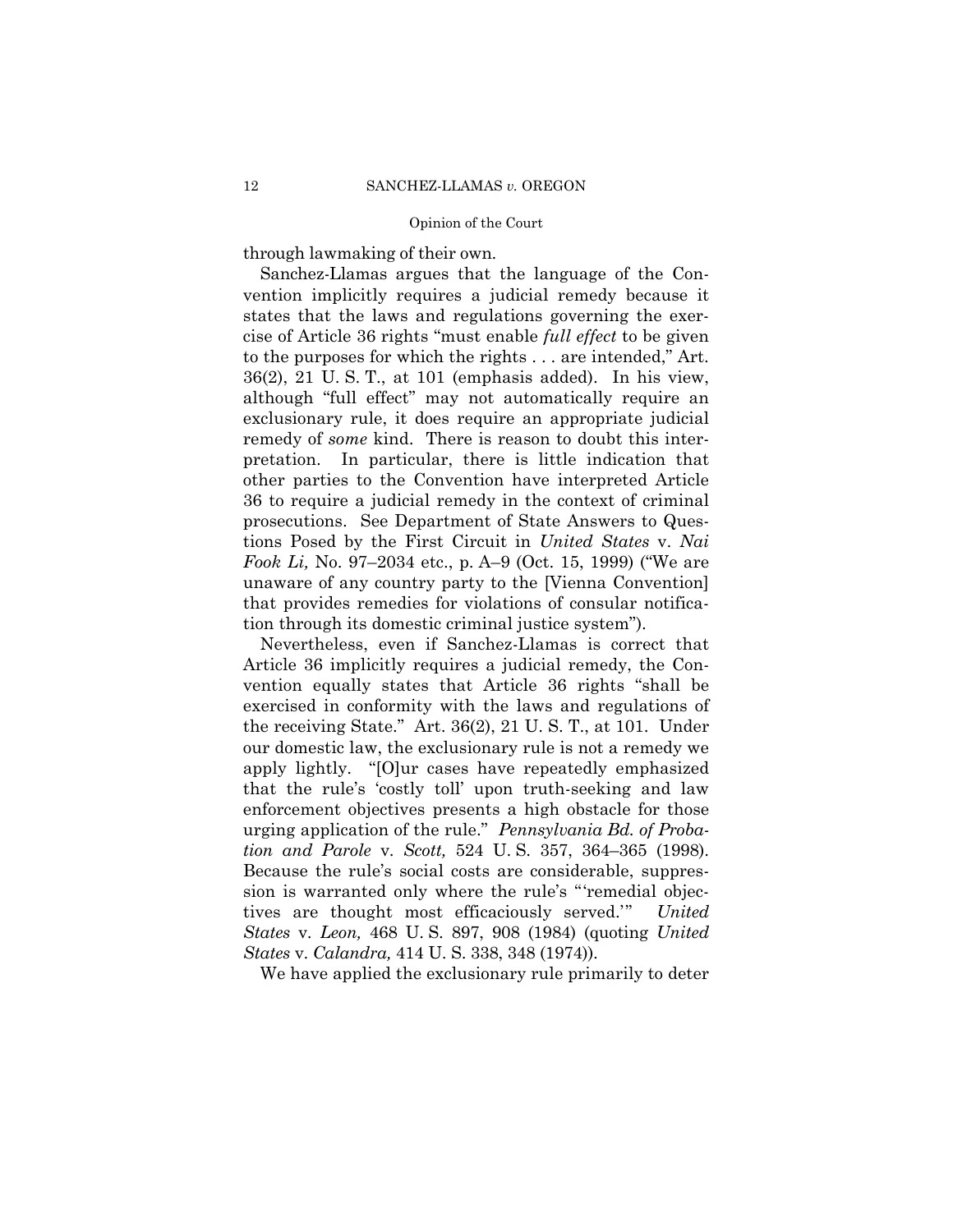through lawmaking of their own.

Sanchez-Llamas argues that the language of the Convention implicitly requires a judicial remedy because it states that the laws and regulations governing the exercise of Article 36 rights "must enable *full effect* to be given to the purposes for which the rights . . . are intended," Art. 36(2), 21 U. S. T., at 101 (emphasis added). In his view, although "full effect" may not automatically require an exclusionary rule, it does require an appropriate judicial remedy of *some* kind. There is reason to doubt this interpretation. In particular, there is little indication that other parties to the Convention have interpreted Article 36 to require a judicial remedy in the context of criminal prosecutions. See Department of State Answers to Questions Posed by the First Circuit in *United States* v. *Nai Fook Li,* No. 97–2034 etc., p. A–9 (Oct. 15, 1999) ("We are unaware of any country party to the [Vienna Convention] that provides remedies for violations of consular notification through its domestic criminal justice system").

Nevertheless, even if Sanchez-Llamas is correct that Article 36 implicitly requires a judicial remedy, the Convention equally states that Article 36 rights "shall be exercised in conformity with the laws and regulations of the receiving State." Art. 36(2), 21 U. S. T., at 101. Under our domestic law, the exclusionary rule is not a remedy we apply lightly. "[O]ur cases have repeatedly emphasized that the rule's 'costly toll' upon truth-seeking and law enforcement objectives presents a high obstacle for those urging application of the rule." *Pennsylvania Bd. of Probation and Parole* v. *Scott,* 524 U. S. 357, 364–365 (1998). Because the rule's social costs are considerable, suppression is warranted only where the rule's "'remedial objectives are thought most efficaciously served.'" *United States* v. *Leon,* 468 U. S. 897, 908 (1984) (quoting *United States* v. *Calandra,* 414 U. S. 338, 348 (1974)).

We have applied the exclusionary rule primarily to deter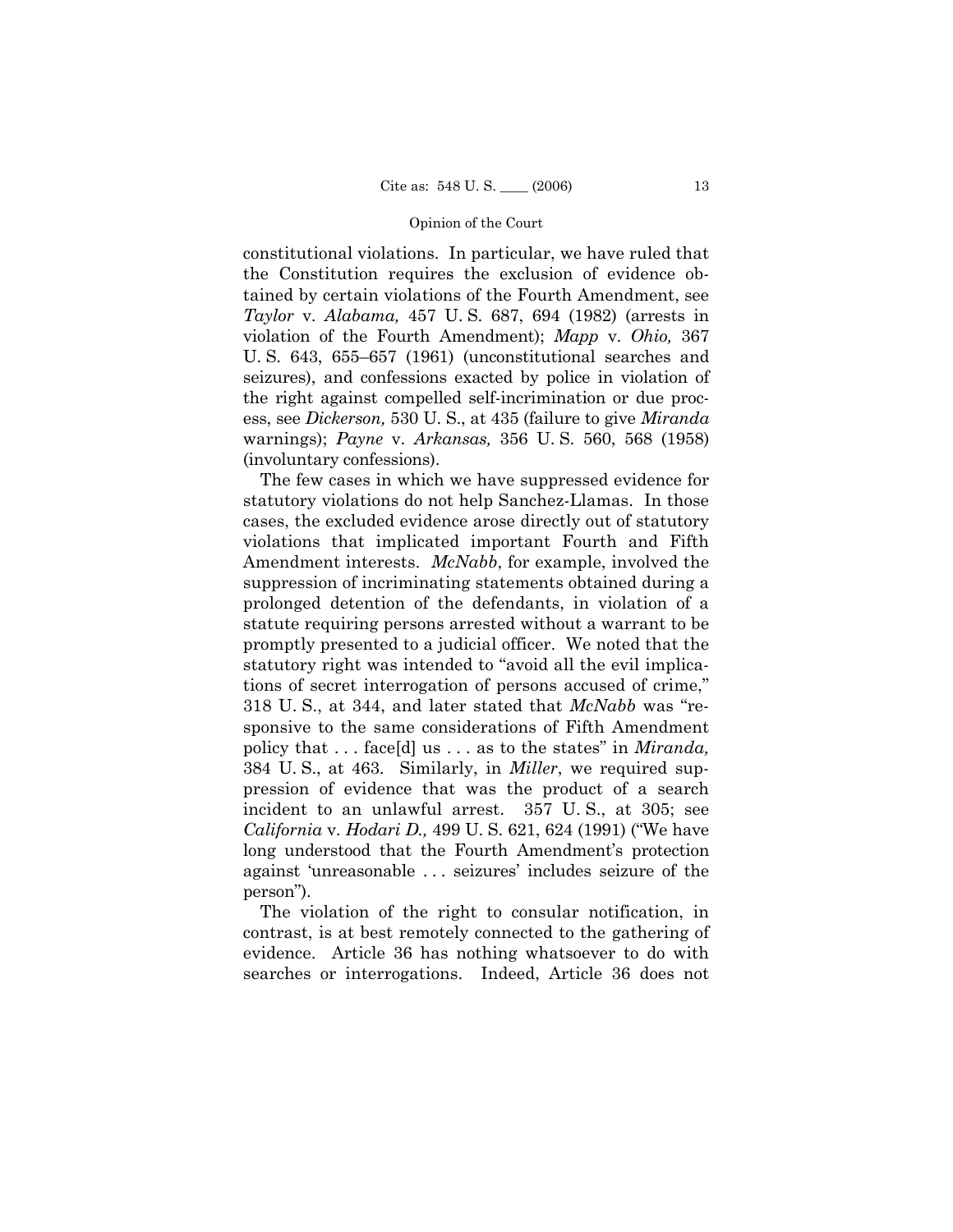constitutional violations. In particular, we have ruled that the Constitution requires the exclusion of evidence obtained by certain violations of the Fourth Amendment, see *Taylor* v. *Alabama,* 457 U. S. 687, 694 (1982) (arrests in violation of the Fourth Amendment); *Mapp* v. *Ohio,* 367 U. S. 643, 655–657 (1961) (unconstitutional searches and seizures), and confessions exacted by police in violation of the right against compelled self-incrimination or due process, see *Dickerson,* 530 U. S., at 435 (failure to give *Miranda* warnings); *Payne* v. *Arkansas,* 356 U. S. 560, 568 (1958) (involuntary confessions).

The few cases in which we have suppressed evidence for statutory violations do not help Sanchez-Llamas. In those cases, the excluded evidence arose directly out of statutory violations that implicated important Fourth and Fifth Amendment interests. *McNabb*, for example, involved the suppression of incriminating statements obtained during a prolonged detention of the defendants, in violation of a statute requiring persons arrested without a warrant to be promptly presented to a judicial officer. We noted that the statutory right was intended to "avoid all the evil implications of secret interrogation of persons accused of crime," 318 U. S., at 344, and later stated that *McNabb* was "responsive to the same considerations of Fifth Amendment policy that . . . face[d] us . . . as to the states" in *Miranda,* 384 U. S., at 463. Similarly, in *Miller*, we required suppression of evidence that was the product of a search incident to an unlawful arrest. 357 U. S., at 305; see *California* v. *Hodari D.,* 499 U. S. 621, 624 (1991) ("We have long understood that the Fourth Amendment's protection against 'unreasonable . . . seizures' includes seizure of the person").

The violation of the right to consular notification, in contrast, is at best remotely connected to the gathering of evidence. Article 36 has nothing whatsoever to do with searches or interrogations. Indeed, Article 36 does not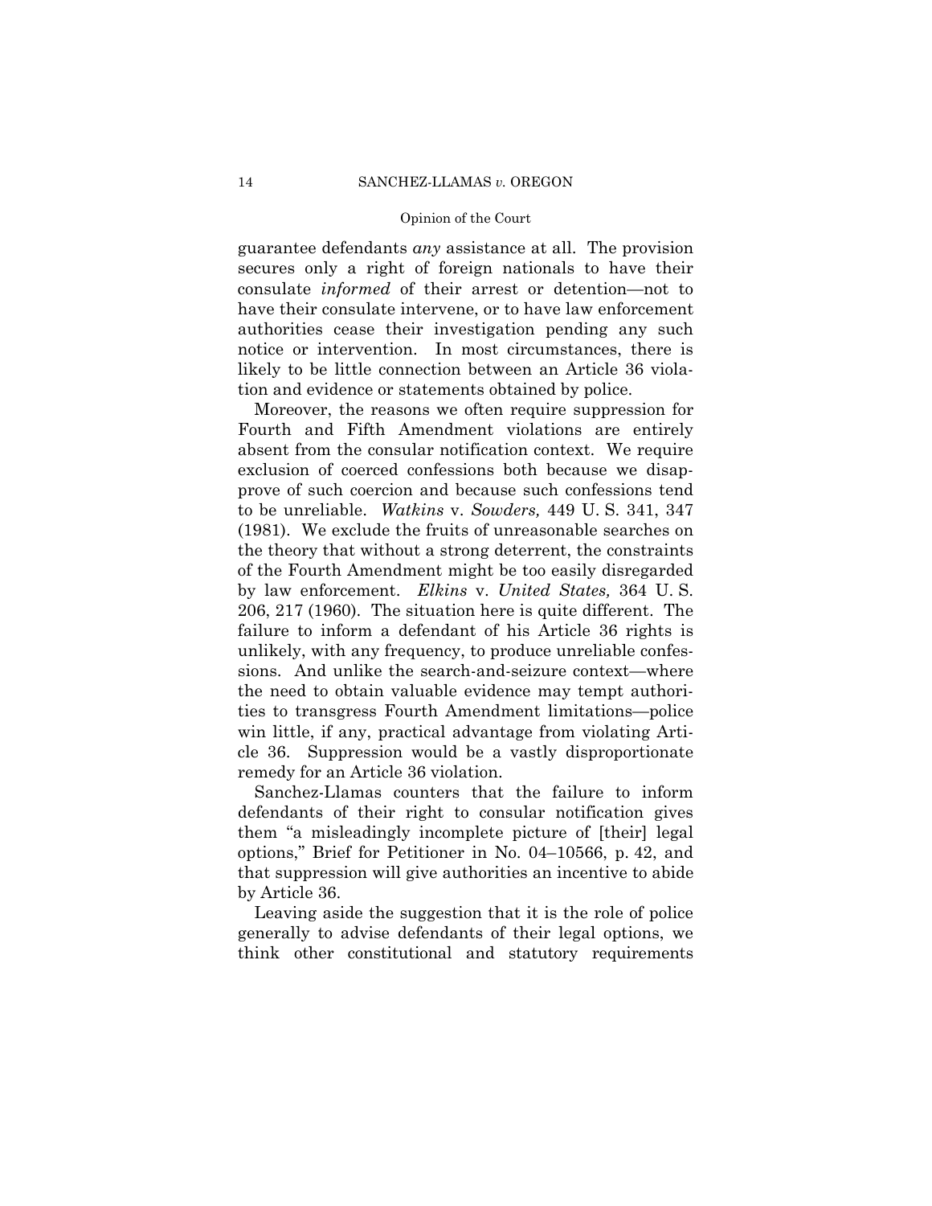guarantee defendants *any* assistance at all. The provision secures only a right of foreign nationals to have their consulate *informed* of their arrest or detention—not to have their consulate intervene, or to have law enforcement authorities cease their investigation pending any such notice or intervention. In most circumstances, there is likely to be little connection between an Article 36 violation and evidence or statements obtained by police.

Moreover, the reasons we often require suppression for Fourth and Fifth Amendment violations are entirely absent from the consular notification context. We require exclusion of coerced confessions both because we disapprove of such coercion and because such confessions tend to be unreliable. *Watkins* v. *Sowders,* 449 U. S. 341, 347 (1981). We exclude the fruits of unreasonable searches on the theory that without a strong deterrent, the constraints of the Fourth Amendment might be too easily disregarded by law enforcement. *Elkins* v. *United States,* 364 U. S. 206, 217 (1960). The situation here is quite different. The failure to inform a defendant of his Article 36 rights is unlikely, with any frequency, to produce unreliable confessions. And unlike the search-and-seizure context—where the need to obtain valuable evidence may tempt authorities to transgress Fourth Amendment limitations—police win little, if any, practical advantage from violating Article 36. Suppression would be a vastly disproportionate remedy for an Article 36 violation.

Sanchez-Llamas counters that the failure to inform defendants of their right to consular notification gives them "a misleadingly incomplete picture of [their] legal options," Brief for Petitioner in No. 04–10566, p. 42, and that suppression will give authorities an incentive to abide by Article 36.

Leaving aside the suggestion that it is the role of police generally to advise defendants of their legal options, we think other constitutional and statutory requirements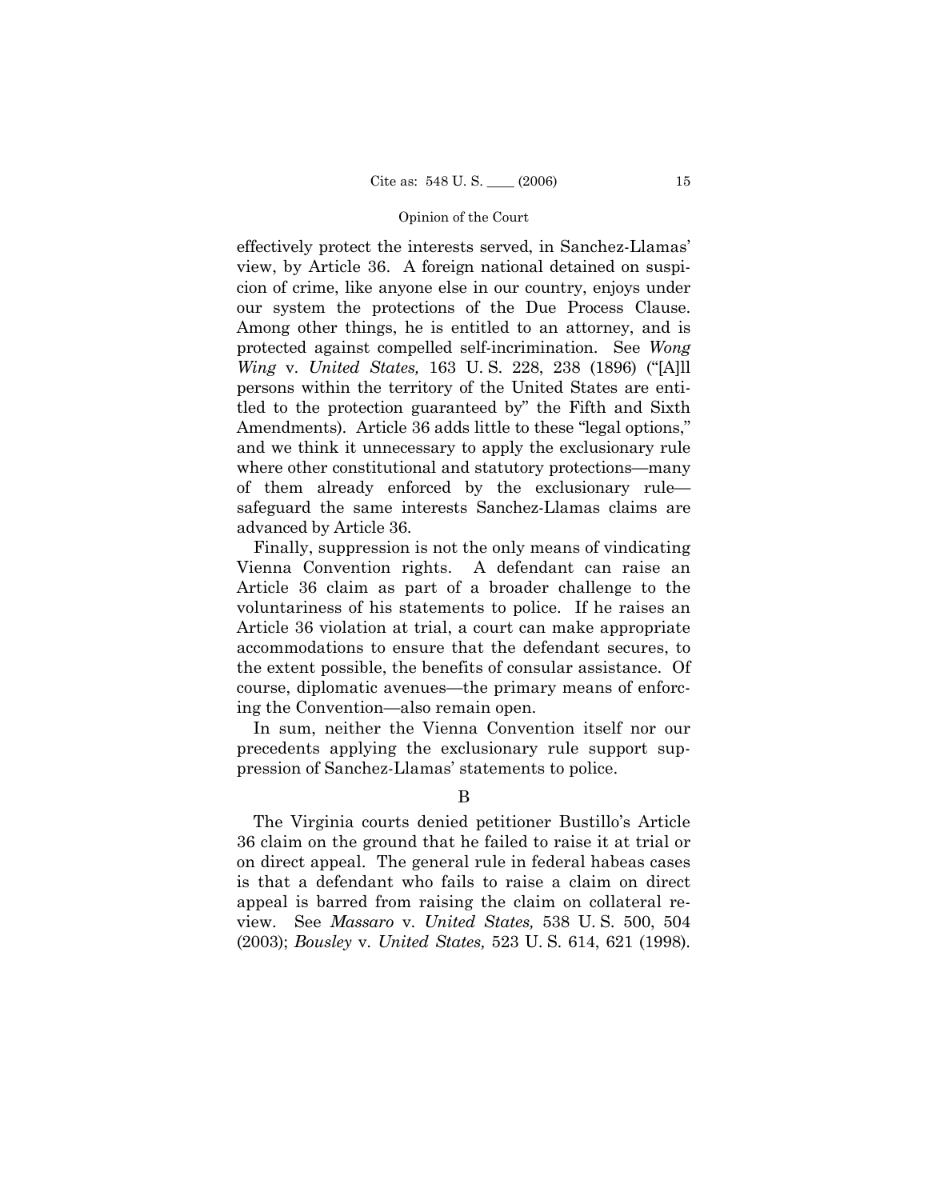effectively protect the interests served, in Sanchez-Llamas' view, by Article 36. A foreign national detained on suspicion of crime, like anyone else in our country, enjoys under our system the protections of the Due Process Clause. Among other things, he is entitled to an attorney, and is protected against compelled self-incrimination. See *Wong Wing* v. *United States,* 163 U. S. 228, 238 (1896) ("[A]ll persons within the territory of the United States are entitled to the protection guaranteed by" the Fifth and Sixth Amendments). Article 36 adds little to these "legal options," and we think it unnecessary to apply the exclusionary rule where other constitutional and statutory protections—many of them already enforced by the exclusionary rule—safeguard the same interests Sanchez-Llamas claims are advanced by Article 36.

Finally, suppression is not the only means of vindicating Vienna Convention rights. A defendant can raise an Article 36 claim as part of a broader challenge to the voluntariness of his statements to police. If he raises an Article 36 violation at trial, a court can make appropriate accommodations to ensure that the defendant secures, to the extent possible, the benefits of consular assistance. Of course, diplomatic avenues—the primary means of enforcing the Convention—also remain open.

In sum, neither the Vienna Convention itself nor our precedents applying the exclusionary rule support suppression of Sanchez-Llamas' statements to police.

B

The Virginia courts denied petitioner Bustillo's Article 36 claim on the ground that he failed to raise it at trial or on direct appeal. The general rule in federal habeas cases is that a defendant who fails to raise a claim on direct appeal is barred from raising the claim on collateral review. See *Massaro* v. *United States,* 538 U. S. 500, 504 (2003); *Bousley* v. *United States,* 523 U. S. 614, 621 (1998).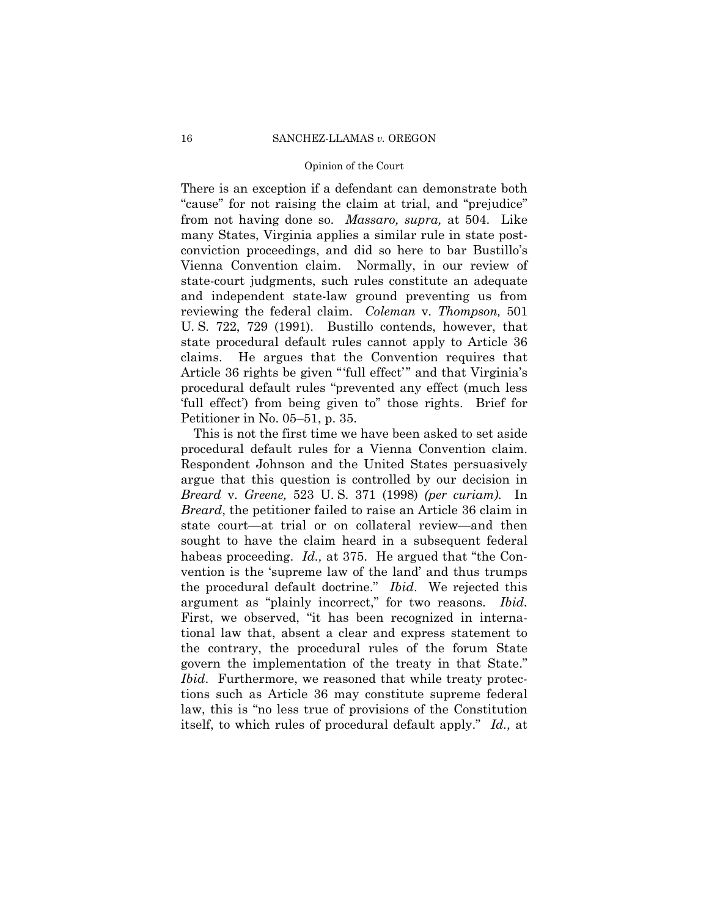There is an exception if a defendant can demonstrate both "cause" for not raising the claim at trial, and "prejudice" from not having done so. *Massaro, supra,* at 504. Like many States, Virginia applies a similar rule in state post-conviction proceedings, and did so here to bar Bustillo's Vienna Convention claim. Normally, in our review of state-court judgments, such rules constitute an adequate and independent state-law ground preventing us from reviewing the federal claim. *Coleman* v. *Thompson,* 501 U. S. 722, 729 (1991). Bustillo contends, however, that state procedural default rules cannot apply to Article 36 claims. He argues that the Convention requires that Article 36 rights be given "'full effect'" and that Virginia's procedural default rules "prevented any effect (much less 'full effect') from being given to" those rights. Brief for Petitioner in No. 05–51, p. 35.

This is not the first time we have been asked to set aside procedural default rules for a Vienna Convention claim. Respondent Johnson and the United States persuasively argue that this question is controlled by our decision in *Breard* v. *Greene,* 523 U. S. 371 (1998) *(per curiam).* In *Breard*, the petitioner failed to raise an Article 36 claim in state court—at trial or on collateral review—and then sought to have the claim heard in a subsequent federal habeas proceeding. *Id.,* at 375. He argued that "the Convention is the 'supreme law of the land' and thus trumps the procedural default doctrine." *Ibid*. We rejected this argument as "plainly incorrect," for two reasons. *Ibid.* First, we observed, "it has been recognized in international law that, absent a clear and express statement to the contrary, the procedural rules of the forum State govern the implementation of the treaty in that State." *Ibid*. Furthermore, we reasoned that while treaty protections such as Article 36 may constitute supreme federal law, this is "no less true of provisions of the Constitution itself, to which rules of procedural default apply." *Id.,* at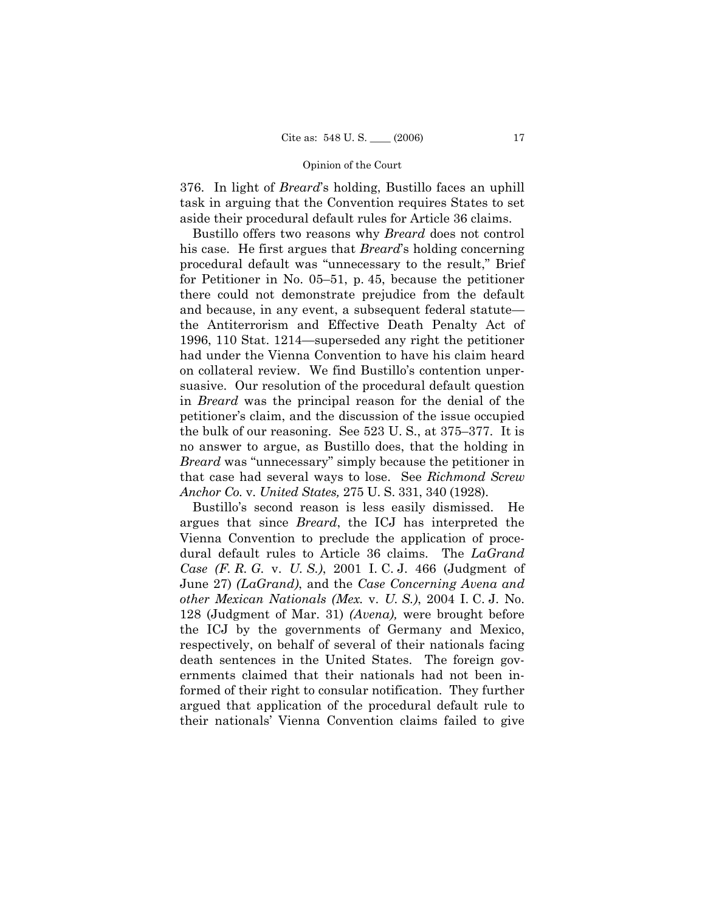376. In light of *Breard*'s holding, Bustillo faces an uphill task in arguing that the Convention requires States to set aside their procedural default rules for Article 36 claims.

Bustillo offers two reasons why *Breard* does not control his case. He first argues that *Breard*'s holding concerning procedural default was "unnecessary to the result," Brief for Petitioner in No. 05–51, p. 45, because the petitioner there could not demonstrate prejudice from the default and because, in any event, a subsequent federal statute—the Antiterrorism and Effective Death Penalty Act of 1996, 110 Stat. 1214—superseded any right the petitioner had under the Vienna Convention to have his claim heard on collateral review. We find Bustillo's contention unpersuasive. Our resolution of the procedural default question in *Breard* was the principal reason for the denial of the petitioner's claim, and the discussion of the issue occupied the bulk of our reasoning. See 523 U. S., at 375–377. It is no answer to argue, as Bustillo does, that the holding in *Breard* was "unnecessary" simply because the petitioner in that case had several ways to lose. See *Richmond Screw Anchor Co.* v. *United States,* 275 U. S. 331, 340 (1928).

Bustillo's second reason is less easily dismissed. He argues that since *Breard*, the ICJ has interpreted the Vienna Convention to preclude the application of procedural default rules to Article 36 claims. The *LaGrand Case (F. R. G.* v. *U. S.)*, 2001 I. C. J. 466 (Judgment of June 27) *(LaGrand)*, and the *Case Concerning Avena and other Mexican Nationals (Mex.* v. *U. S.)*, 2004 I. C. J. No. 128 (Judgment of Mar. 31) *(Avena),* were brought before the ICJ by the governments of Germany and Mexico, respectively, on behalf of several of their nationals facing death sentences in the United States. The foreign governments claimed that their nationals had not been informed of their right to consular notification. They further argued that application of the procedural default rule to their nationals' Vienna Convention claims failed to give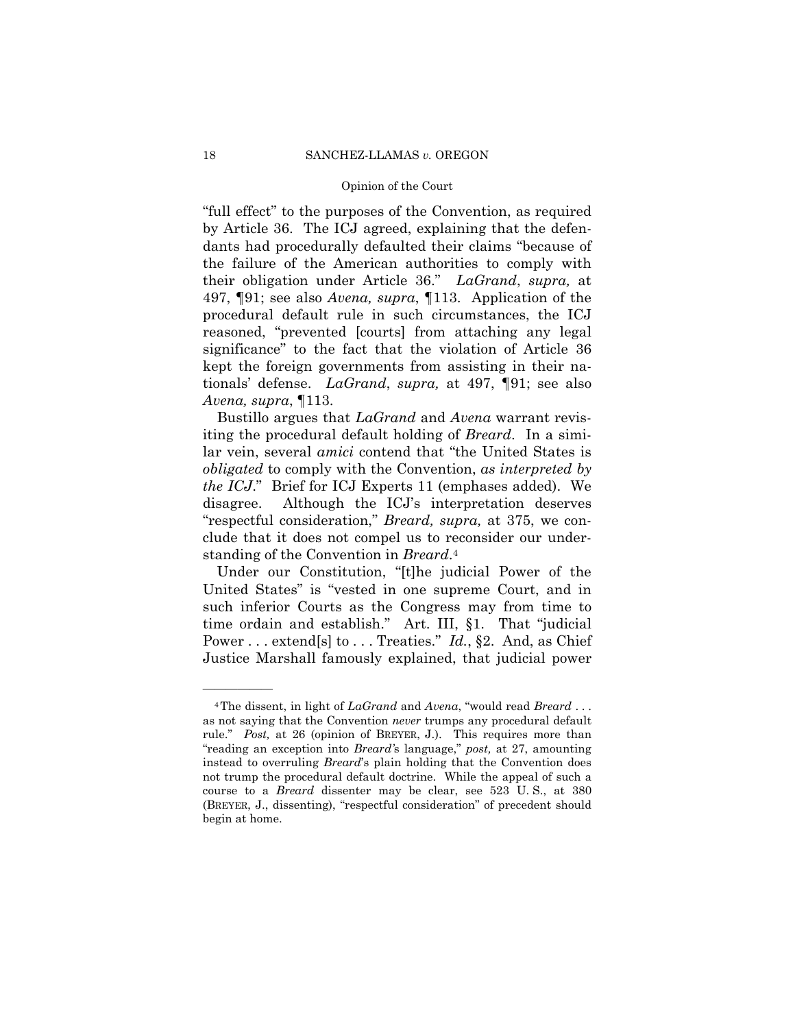"full effect" to the purposes of the Convention, as required by Article 36. The ICJ agreed, explaining that the defendants had procedurally defaulted their claims "because of the failure of the American authorities to comply with their obligation under Article 36." *LaGrand*, *supra,* at 497, ¶91; see also *Avena, supra*, ¶113. Application of the procedural default rule in such circumstances, the ICJ reasoned, "prevented [courts] from attaching any legal significance" to the fact that the violation of Article 36 kept the foreign governments from assisting in their nationals' defense. *LaGrand*, *supra,* at 497, ¶91; see also *Avena, supra*, ¶113.

Bustillo argues that *LaGrand* and *Avena* warrant revisiting the procedural default holding of *Breard*. In a similar vein, several *amici* contend that "the United States is *obligated* to comply with the Convention, *as interpreted by the ICJ*." Brief for ICJ Experts 11 (emphases added). We disagree. Although the ICJ's interpretation deserves "respectful consideration," *Breard, supra,* at 375, we conclude that it does not compel us to reconsider our understanding of the Convention in *Breard*.[4]

Under our Constitution, "[t]he judicial Power of the United States" is "vested in one supreme Court, and in such inferior Courts as the Congress may from time to time ordain and establish." Art. III, §1. That "judicial Power . . . extend[s] to . . . Treaties." *Id.*, §2. And, as Chief Justice Marshall famously explained, that judicial power

---

[4] The dissent, in light of *LaGrand* and *Avena*, "would read *Breard* . . . as not saying that the Convention *never* trumps any procedural default rule." *Post,* at 26 (opinion of BREYER, J.). This requires more than "reading an exception into *Breard's* language," *post,* at 27, amounting instead to overruling *Breard*'s plain holding that the Convention does not trump the procedural default doctrine. While the appeal of such a course to a *Breard* dissenter may be clear, see 523 U. S., at 380 (BREYER, J., dissenting), "respectful consideration" of precedent should begin at home.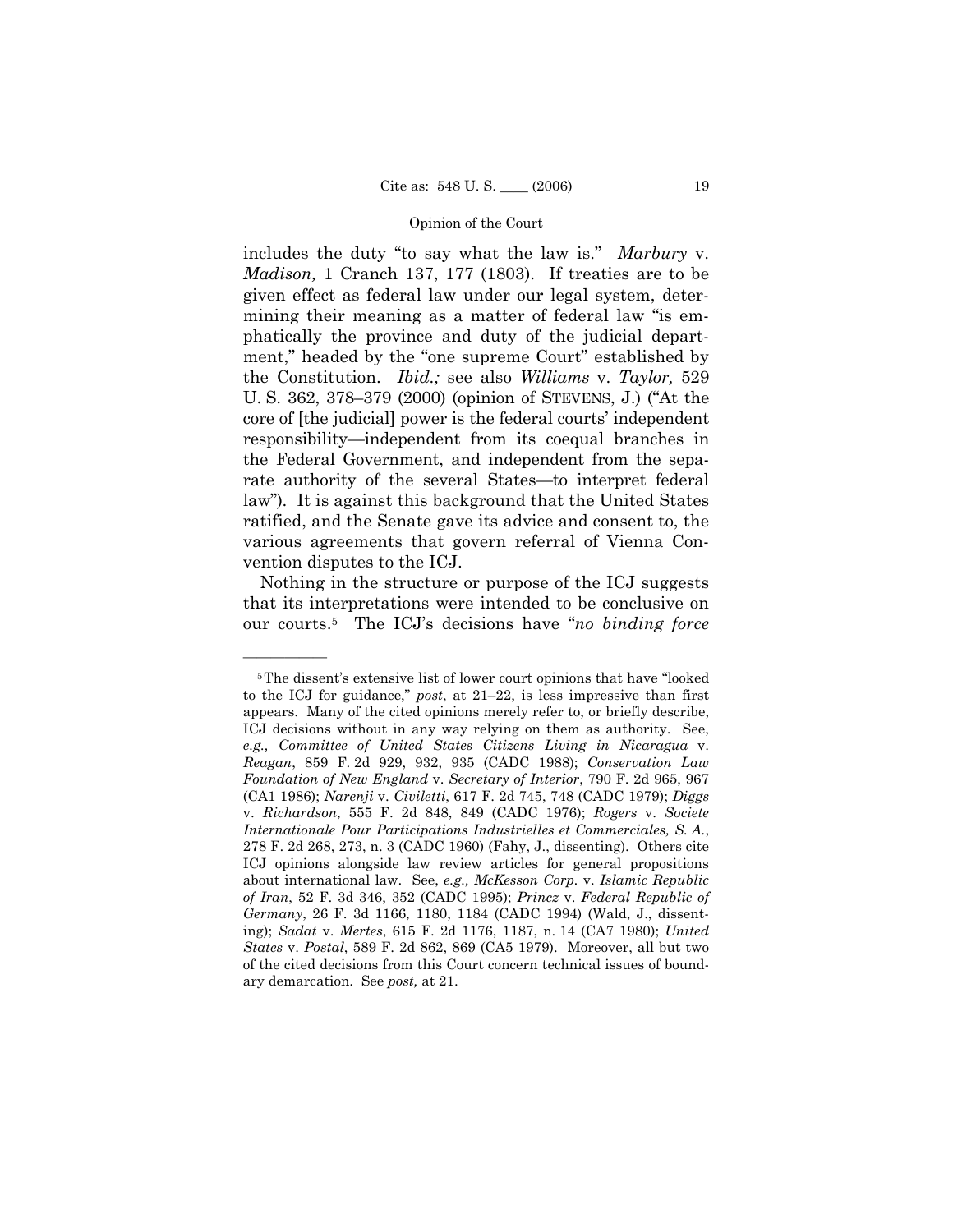includes the duty "to say what the law is." *Marbury* v. *Madison,* 1 Cranch 137, 177 (1803). If treaties are to be given effect as federal law under our legal system, determining their meaning as a matter of federal law "is emphatically the province and duty of the judicial department," headed by the "one supreme Court" established by the Constitution. *Ibid.;* see also *Williams* v. *Taylor,* 529 U. S. 362, 378–379 (2000) (opinion of STEVENS, J.) ("At the core of [the judicial] power is the federal courts' independent responsibility—independent from its coequal branches in the Federal Government, and independent from the separate authority of the several States—to interpret federal law"). It is against this background that the United States ratified, and the Senate gave its advice and consent to, the various agreements that govern referral of Vienna Convention disputes to the ICJ.

Nothing in the structure or purpose of the ICJ suggests that its interpretations were intended to be conclusive on our courts.[5] The ICJ's decisions have "*no binding force*

---

[5] The dissent's extensive list of lower court opinions that have "looked to the ICJ for guidance," *post*, at 21–22, is less impressive than first appears. Many of the cited opinions merely refer to, or briefly describe, ICJ decisions without in any way relying on them as authority. See, *e.g., Committee of United States Citizens Living in Nicaragua* v. *Reagan*, 859 F. 2d 929, 932, 935 (CADC 1988); *Conservation Law Foundation of New England* v. *Secretary of Interior*, 790 F. 2d 965, 967 (CA1 1986); *Narenji* v. *Civiletti*, 617 F. 2d 745, 748 (CADC 1979); *Diggs* v. *Richardson*, 555 F. 2d 848, 849 (CADC 1976); *Rogers* v. *Societe Internationale Pour Participations Industrielles et Commerciales, S. A.*, 278 F. 2d 268, 273, n. 3 (CADC 1960) (Fahy, J., dissenting). Others cite ICJ opinions alongside law review articles for general propositions about international law. See, *e.g., McKesson Corp.* v. *Islamic Republic of Iran*, 52 F. 3d 346, 352 (CADC 1995); *Princz* v. *Federal Republic of Germany*, 26 F. 3d 1166, 1180, 1184 (CADC 1994) (Wald, J., dissenting); *Sadat* v. *Mertes*, 615 F. 2d 1176, 1187, n. 14 (CA7 1980); *United States* v. *Postal*, 589 F. 2d 862, 869 (CA5 1979). Moreover, all but two of the cited decisions from this Court concern technical issues of boundary demarcation. See *post,* at 21.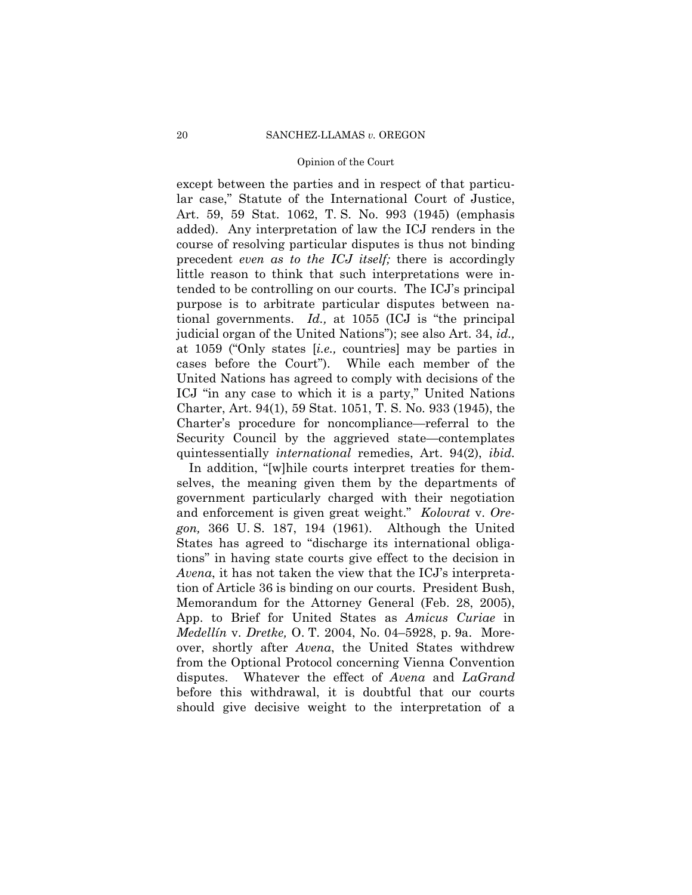except between the parties and in respect of that particular case," Statute of the International Court of Justice, Art. 59, 59 Stat. 1062, T. S. No. 993 (1945) (emphasis added). Any interpretation of law the ICJ renders in the course of resolving particular disputes is thus not binding precedent *even as to the ICJ itself;* there is accordingly little reason to think that such interpretations were intended to be controlling on our courts. The ICJ's principal purpose is to arbitrate particular disputes between national governments. *Id.,* at 1055 (ICJ is "the principal judicial organ of the United Nations"); see also Art. 34, *id.,* at 1059 ("Only states [*i.e.,* countries] may be parties in cases before the Court"). While each member of the United Nations has agreed to comply with decisions of the ICJ "in any case to which it is a party," United Nations Charter, Art. 94(1), 59 Stat. 1051, T. S. No. 933 (1945), the Charter's procedure for noncompliance—referral to the Security Council by the aggrieved state—contemplates quintessentially *international* remedies, Art. 94(2), *ibid.*

In addition, "[w]hile courts interpret treaties for themselves, the meaning given them by the departments of government particularly charged with their negotiation and enforcement is given great weight." *Kolovrat* v. *Oregon,* 366 U. S. 187, 194 (1961). Although the United States has agreed to "discharge its international obligations" in having state courts give effect to the decision in *Avena*, it has not taken the view that the ICJ's interpretation of Article 36 is binding on our courts. President Bush, Memorandum for the Attorney General (Feb. 28, 2005), App. to Brief for United States as *Amicus Curiae* in *Medellín* v. *Dretke,* O. T. 2004, No. 04–5928, p. 9a. Moreover, shortly after *Avena*, the United States withdrew from the Optional Protocol concerning Vienna Convention disputes. Whatever the effect of *Avena* and *LaGrand* before this withdrawal, it is doubtful that our courts should give decisive weight to the interpretation of a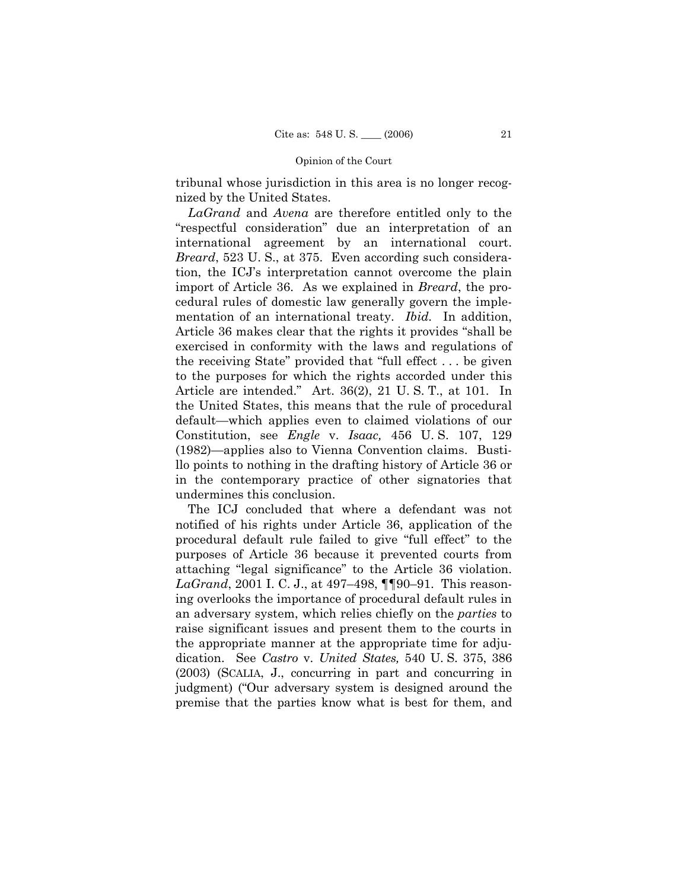tribunal whose jurisdiction in this area is no longer recognized by the United States.

*LaGrand* and *Avena* are therefore entitled only to the "respectful consideration" due an interpretation of an international agreement by an international court. *Breard*, 523 U. S., at 375. Even according such consideration, the ICJ's interpretation cannot overcome the plain import of Article 36. As we explained in *Breard*, the procedural rules of domestic law generally govern the implementation of an international treaty. *Ibid.* In addition, Article 36 makes clear that the rights it provides "shall be exercised in conformity with the laws and regulations of the receiving State" provided that "full effect . . . be given to the purposes for which the rights accorded under this Article are intended." Art. 36(2), 21 U. S. T., at 101. In the United States, this means that the rule of procedural default—which applies even to claimed violations of our Constitution, see *Engle* v. *Isaac,* 456 U. S. 107, 129 (1982)—applies also to Vienna Convention claims. Bustillo points to nothing in the drafting history of Article 36 or in the contemporary practice of other signatories that undermines this conclusion.

The ICJ concluded that where a defendant was not notified of his rights under Article 36, application of the procedural default rule failed to give "full effect" to the purposes of Article 36 because it prevented courts from attaching "legal significance" to the Article 36 violation. *LaGrand*, 2001 I. C. J., at 497–498, ¶¶90–91. This reasoning overlooks the importance of procedural default rules in an adversary system, which relies chiefly on the *parties* to raise significant issues and present them to the courts in the appropriate manner at the appropriate time for adjudication. See *Castro* v. *United States,* 540 U. S. 375, 386 (2003) (SCALIA, J., concurring in part and concurring in judgment) ("Our adversary system is designed around the premise that the parties know what is best for them, and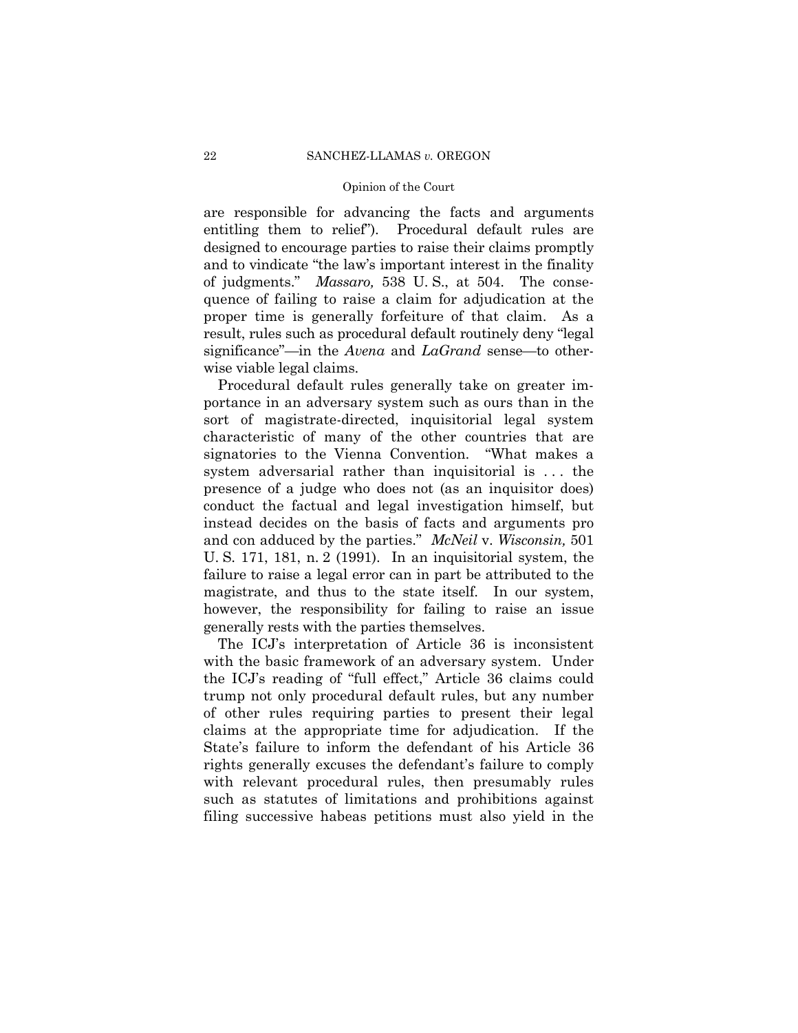are responsible for advancing the facts and arguments entitling them to relief"). Procedural default rules are designed to encourage parties to raise their claims promptly and to vindicate "the law's important interest in the finality of judgments." *Massaro,* 538 U. S., at 504. The consequence of failing to raise a claim for adjudication at the proper time is generally forfeiture of that claim. As a result, rules such as procedural default routinely deny "legal significance"—in the *Avena* and *LaGrand* sense—to otherwise viable legal claims.

Procedural default rules generally take on greater importance in an adversary system such as ours than in the sort of magistrate-directed, inquisitorial legal system characteristic of many of the other countries that are signatories to the Vienna Convention. "What makes a system adversarial rather than inquisitorial is . . . the presence of a judge who does not (as an inquisitor does) conduct the factual and legal investigation himself, but instead decides on the basis of facts and arguments pro and con adduced by the parties." *McNeil* v. *Wisconsin,* 501 U. S. 171, 181, n. 2 (1991). In an inquisitorial system, the failure to raise a legal error can in part be attributed to the magistrate, and thus to the state itself. In our system, however, the responsibility for failing to raise an issue generally rests with the parties themselves.

The ICJ's interpretation of Article 36 is inconsistent with the basic framework of an adversary system. Under the ICJ's reading of "full effect," Article 36 claims could trump not only procedural default rules, but any number of other rules requiring parties to present their legal claims at the appropriate time for adjudication. If the State's failure to inform the defendant of his Article 36 rights generally excuses the defendant's failure to comply with relevant procedural rules, then presumably rules such as statutes of limitations and prohibitions against filing successive habeas petitions must also yield in the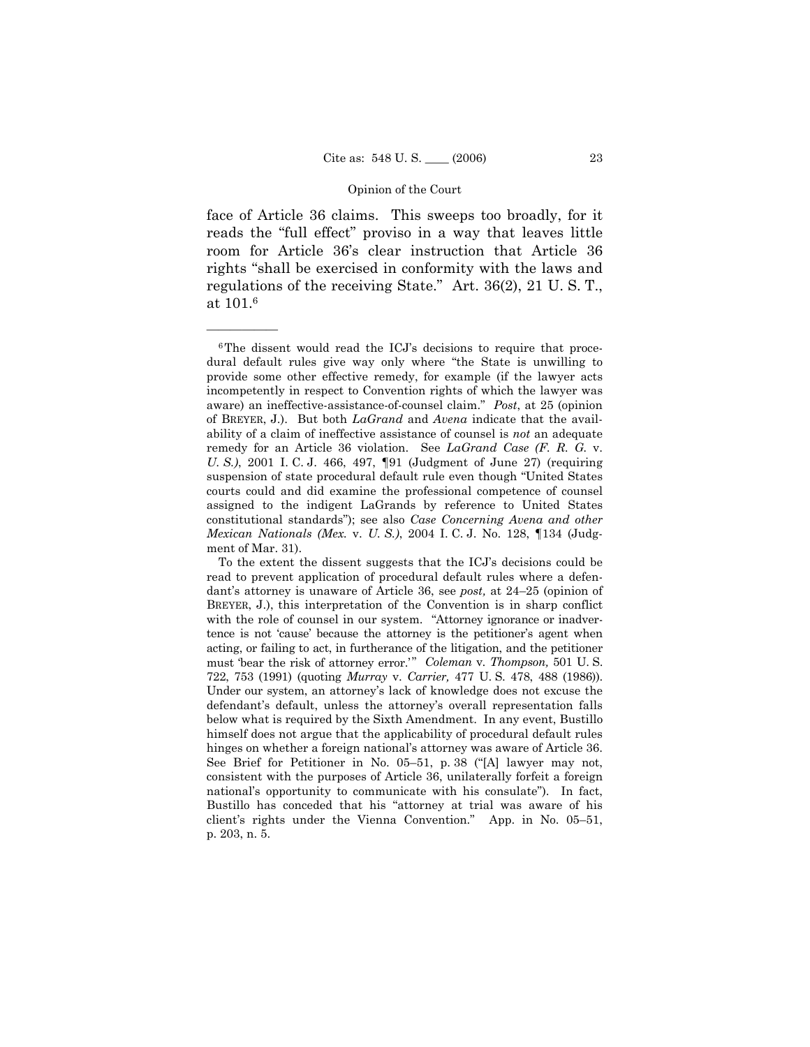face of Article 36 claims. This sweeps too broadly, for it reads the "full effect" proviso in a way that leaves little room for Article 36's clear instruction that Article 36 rights "shall be exercised in conformity with the laws and regulations of the receiving State." Art. 36(2), 21 U. S. T., at 101.[6]

---

[6] The dissent would read the ICJ's decisions to require that procedural default rules give way only where "the State is unwilling to provide some other effective remedy, for example (if the lawyer acts incompetently in respect to Convention rights of which the lawyer was aware) an ineffective-assistance-of-counsel claim." *Post*, at 25 (opinion of BREYER, J.). But both *LaGrand* and *Avena* indicate that the availability of a claim of ineffective assistance of counsel is *not* an adequate remedy for an Article 36 violation. See *LaGrand Case (F. R. G.* v. *U. S.)*, 2001 I. C. J. 466, 497, ¶91 (Judgment of June 27) (requiring suspension of state procedural default rule even though "United States courts could and did examine the professional competence of counsel assigned to the indigent LaGrands by reference to United States constitutional standards"); see also *Case Concerning Avena and other Mexican Nationals (Mex.* v. *U. S.)*, 2004 I. C. J. No. 128, ¶134 (Judgment of Mar. 31).

To the extent the dissent suggests that the ICJ's decisions could be read to prevent application of procedural default rules where a defendant's attorney is unaware of Article 36, see *post,* at 24–25 (opinion of BREYER, J.), this interpretation of the Convention is in sharp conflict with the role of counsel in our system. "Attorney ignorance or inadvertence is not 'cause' because the attorney is the petitioner's agent when acting, or failing to act, in furtherance of the litigation, and the petitioner must 'bear the risk of attorney error.'" *Coleman* v. *Thompson,* 501 U. S. 722, 753 (1991) (quoting *Murray* v. *Carrier,* 477 U. S. 478, 488 (1986)). Under our system, an attorney's lack of knowledge does not excuse the defendant's default, unless the attorney's overall representation falls below what is required by the Sixth Amendment. In any event, Bustillo himself does not argue that the applicability of procedural default rules hinges on whether a foreign national's attorney was aware of Article 36. See Brief for Petitioner in No. 05–51, p. 38 ("[A] lawyer may not, consistent with the purposes of Article 36, unilaterally forfeit a foreign national's opportunity to communicate with his consulate"). In fact, Bustillo has conceded that his "attorney at trial was aware of his client's rights under the Vienna Convention." App. in No. 05–51, p. 203, n. 5.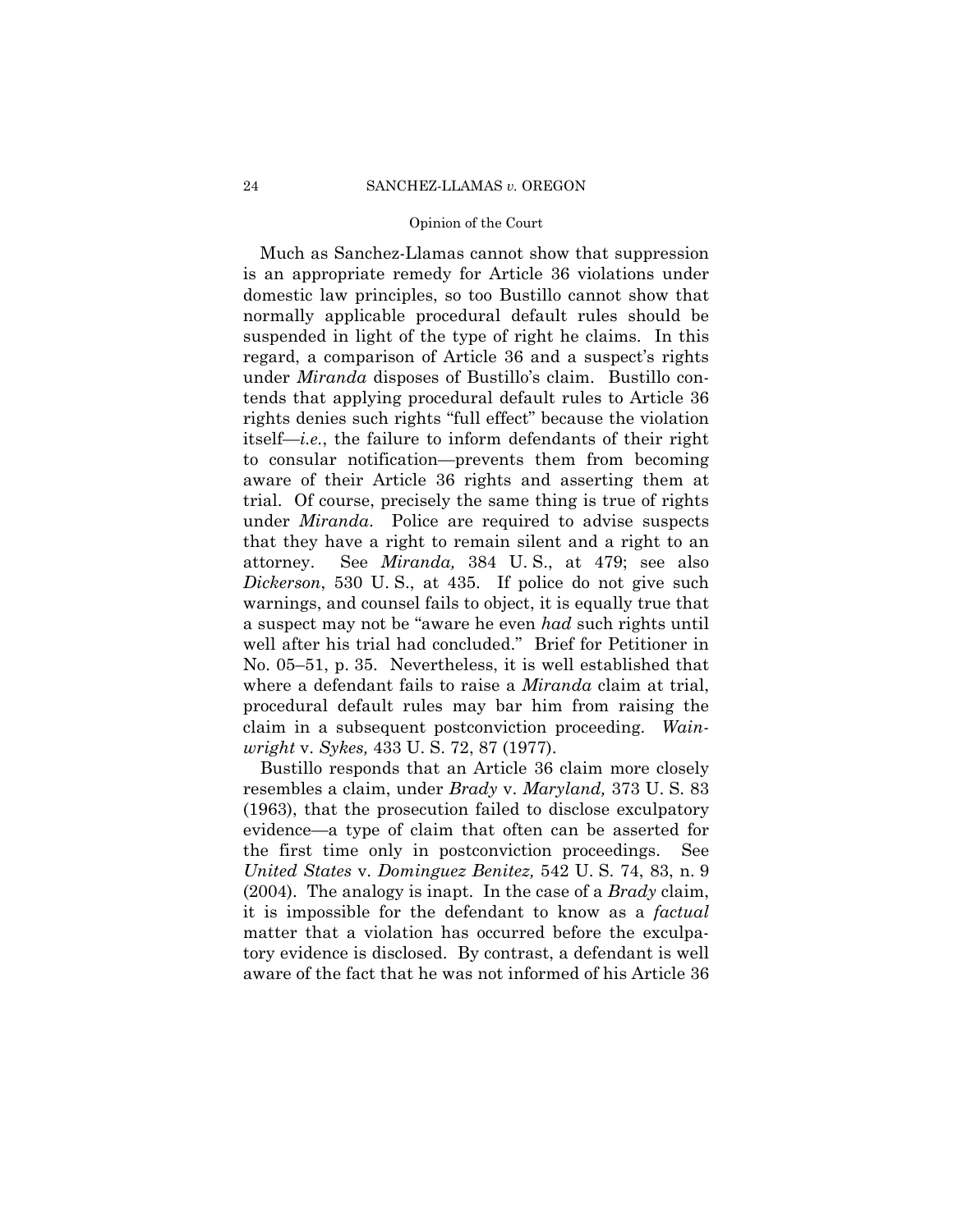Much as Sanchez-Llamas cannot show that suppression is an appropriate remedy for Article 36 violations under domestic law principles, so too Bustillo cannot show that normally applicable procedural default rules should be suspended in light of the type of right he claims. In this regard, a comparison of Article 36 and a suspect's rights under *Miranda* disposes of Bustillo's claim. Bustillo contends that applying procedural default rules to Article 36 rights denies such rights "full effect" because the violation itself—*i.e.*, the failure to inform defendants of their right to consular notification—prevents them from becoming aware of their Article 36 rights and asserting them at trial. Of course, precisely the same thing is true of rights under *Miranda*. Police are required to advise suspects that they have a right to remain silent and a right to an attorney. See *Miranda,* 384 U. S., at 479; see also *Dickerson*, 530 U. S., at 435. If police do not give such warnings, and counsel fails to object, it is equally true that a suspect may not be "aware he even *had* such rights until well after his trial had concluded." Brief for Petitioner in No. 05–51, p. 35. Nevertheless, it is well established that where a defendant fails to raise a *Miranda* claim at trial, procedural default rules may bar him from raising the claim in a subsequent postconviction proceeding. *Wainwright* v. *Sykes,* 433 U. S. 72, 87 (1977).

Bustillo responds that an Article 36 claim more closely resembles a claim, under *Brady* v. *Maryland,* 373 U. S. 83 (1963), that the prosecution failed to disclose exculpatory evidence—a type of claim that often can be asserted for the first time only in postconviction proceedings. See *United States* v. *Dominguez Benitez,* 542 U. S. 74, 83, n. 9 (2004). The analogy is inapt. In the case of a *Brady* claim, it is impossible for the defendant to know as a *factual* matter that a violation has occurred before the exculpatory evidence is disclosed. By contrast, a defendant is well aware of the fact that he was not informed of his Article 36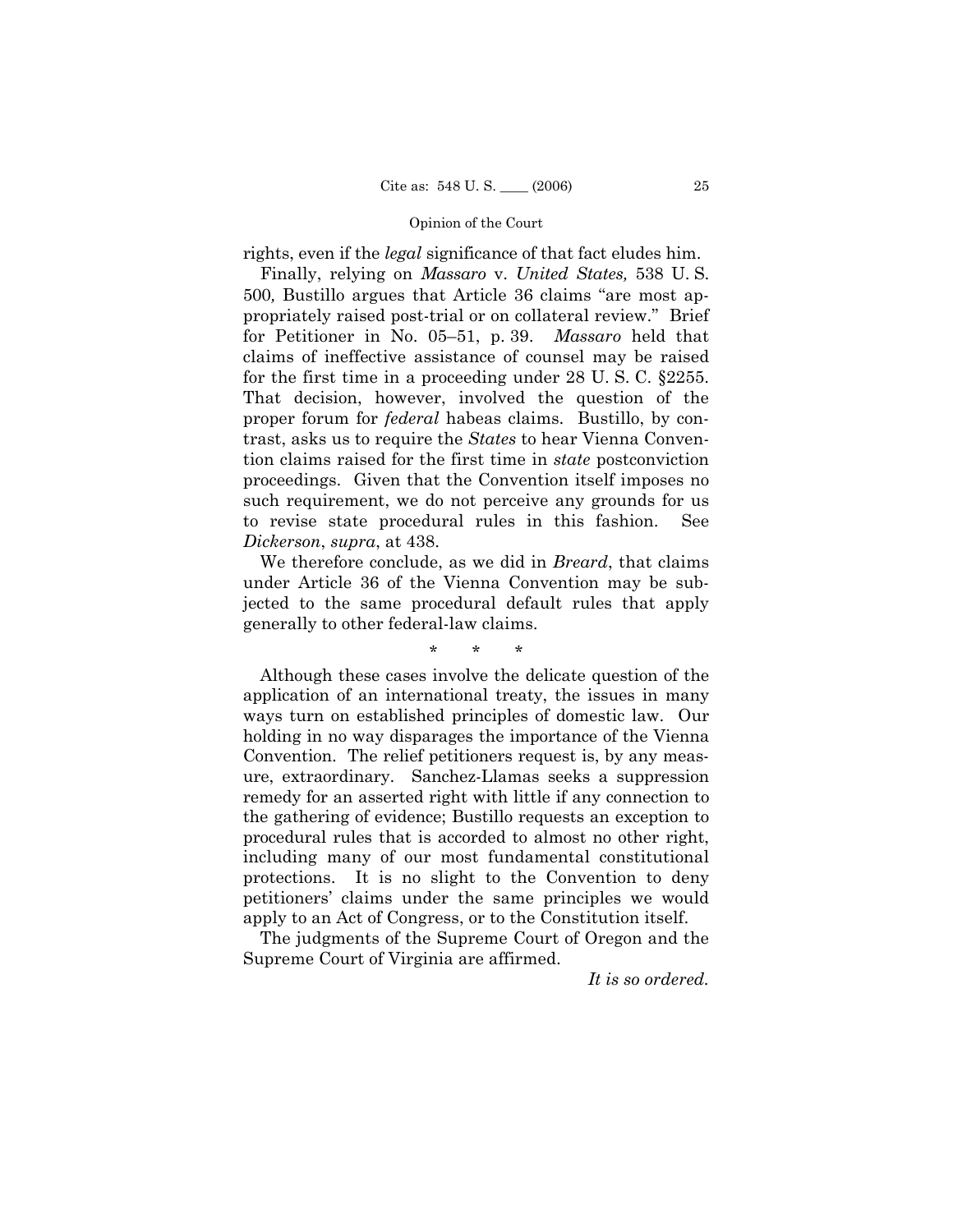rights, even if the *legal* significance of that fact eludes him.

Finally, relying on *Massaro* v. *United States,* 538 U. S. 500*,* Bustillo argues that Article 36 claims "are most appropriately raised post-trial or on collateral review." Brief for Petitioner in No. 05–51, p. 39. *Massaro* held that claims of ineffective assistance of counsel may be raised for the first time in a proceeding under 28 U. S. C. §2255. That decision, however, involved the question of the proper forum for *federal* habeas claims. Bustillo, by contrast, asks us to require the *States* to hear Vienna Convention claims raised for the first time in *state* postconviction proceedings. Given that the Convention itself imposes no such requirement, we do not perceive any grounds for us to revise state procedural rules in this fashion. See *Dickerson*, *supra*, at 438.

We therefore conclude, as we did in *Breard*, that claims under Article 36 of the Vienna Convention may be subjected to the same procedural default rules that apply generally to other federal-law claims.

\* \* \*

Although these cases involve the delicate question of the application of an international treaty, the issues in many ways turn on established principles of domestic law. Our holding in no way disparages the importance of the Vienna Convention. The relief petitioners request is, by any measure, extraordinary. Sanchez-Llamas seeks a suppression remedy for an asserted right with little if any connection to the gathering of evidence; Bustillo requests an exception to procedural rules that is accorded to almost no other right, including many of our most fundamental constitutional protections. It is no slight to the Convention to deny petitioners' claims under the same principles we would apply to an Act of Congress, or to the Constitution itself.

The judgments of the Supreme Court of Oregon and the Supreme Court of Virginia are affirmed.

*It is so ordered.*